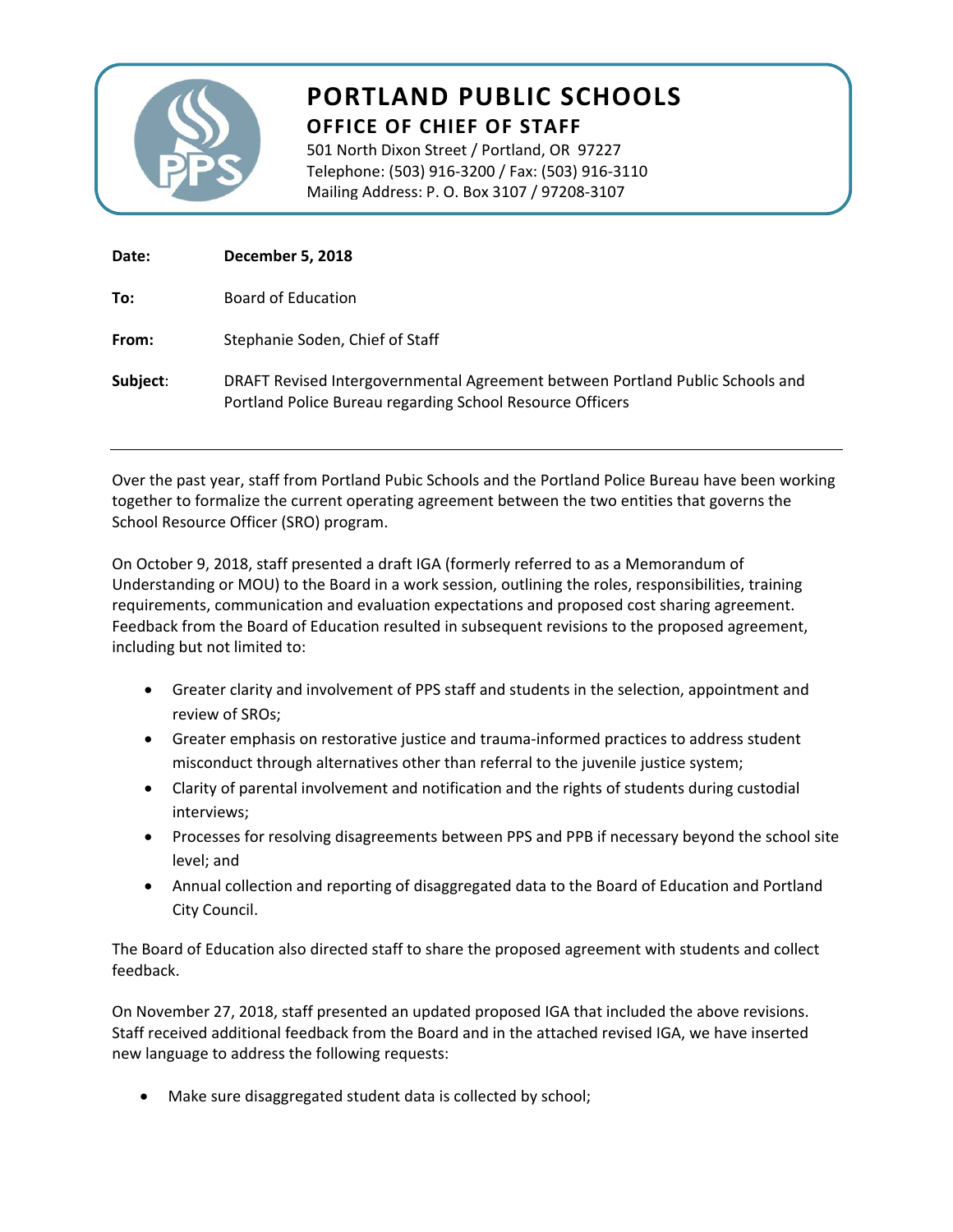# PORTLAND PUBLIC SCHOOLS

## OFFICE OF CHIEF OF STAFF

501 North Dixon Street / Portland, OR 97227
Telephone: (503) 916-3200 / Fax: (503) 916-3110
Mailing Address: P. O. Box 3107 / 97208-3107

**Date:** **December 5, 2018**

**To:** Board of Education

**From:** Stephanie Soden, Chief of Staff

**Subject:** DRAFT Revised Intergovernmental Agreement between Portland Public Schools and Portland Police Bureau regarding School Resource Officers

---

Over the past year, staff from Portland Pubic Schools and the Portland Police Bureau have been working together to formalize the current operating agreement between the two entities that governs the School Resource Officer (SRO) program.

On October 9, 2018, staff presented a draft IGA (formerly referred to as a Memorandum of Understanding or MOU) to the Board in a work session, outlining the roles, responsibilities, training requirements, communication and evaluation expectations and proposed cost sharing agreement. Feedback from the Board of Education resulted in subsequent revisions to the proposed agreement, including but not limited to:

- Greater clarity and involvement of PPS staff and students in the selection, appointment and review of SROs;
- Greater emphasis on restorative justice and trauma-informed practices to address student misconduct through alternatives other than referral to the juvenile justice system;
- Clarity of parental involvement and notification and the rights of students during custodial interviews;
- Processes for resolving disagreements between PPS and PPB if necessary beyond the school site level; and
- Annual collection and reporting of disaggregated data to the Board of Education and Portland City Council.

The Board of Education also directed staff to share the proposed agreement with students and collect feedback.

On November 27, 2018, staff presented an updated proposed IGA that included the above revisions. Staff received additional feedback from the Board and in the attached revised IGA, we have inserted new language to address the following requests:

- Make sure disaggregated student data is collected by school;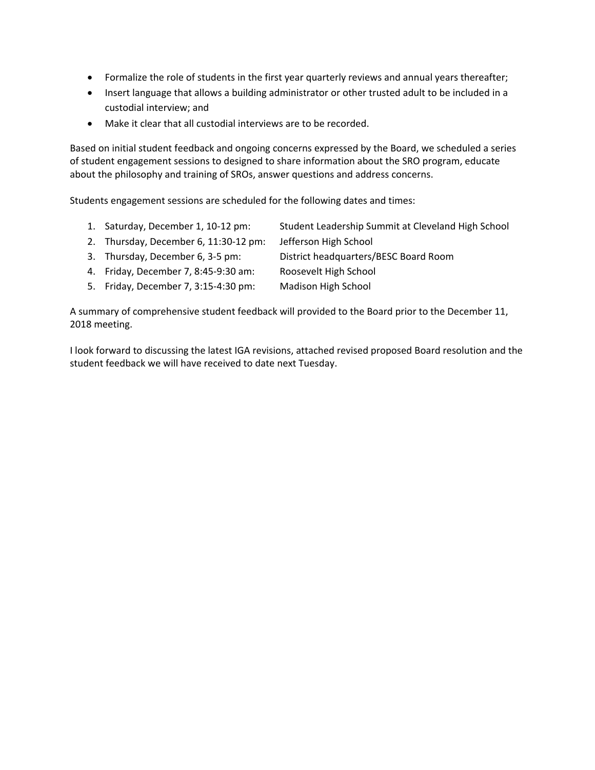- Formalize the role of students in the first year quarterly reviews and annual years thereafter;
- Insert language that allows a building administrator or other trusted adult to be included in a custodial interview; and
- Make it clear that all custodial interviews are to be recorded.

Based on initial student feedback and ongoing concerns expressed by the Board, we scheduled a series of student engagement sessions to designed to share information about the SRO program, educate about the philosophy and training of SROs, answer questions and address concerns.

Students engagement sessions are scheduled for the following dates and times:

1. Saturday, December 1, 10-12 pm: Student Leadership Summit at Cleveland High School
2. Thursday, December 6, 11:30-12 pm: Jefferson High School
3. Thursday, December 6, 3-5 pm: District headquarters/BESC Board Room
4. Friday, December 7, 8:45-9:30 am: Roosevelt High School
5. Friday, December 7, 3:15-4:30 pm: Madison High School

A summary of comprehensive student feedback will provided to the Board prior to the December 11, 2018 meeting.

I look forward to discussing the latest IGA revisions, attached revised proposed Board resolution and the student feedback we will have received to date next Tuesday.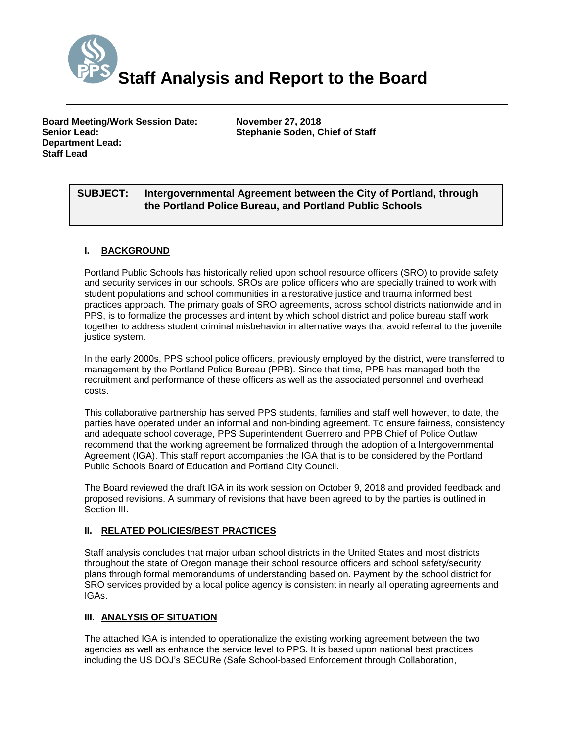# Staff Analysis and Report to the Board

**Board Meeting/Work Session Date:** November 27, 2018
**Senior Lead:** Stephanie Soden, Chief of Staff
**Department Lead:**
**Staff Lead**

| **SUBJECT:** | **Intergovernmental Agreement between the City of Portland, through the Portland Police Bureau, and Portland Public Schools** |
|---|---|

## I. BACKGROUND

Portland Public Schools has historically relied upon school resource officers (SRO) to provide safety and security services in our schools. SROs are police officers who are specially trained to work with student populations and school communities in a restorative justice and trauma informed best practices approach. The primary goals of SRO agreements, across school districts nationwide and in PPS, is to formalize the processes and intent by which school district and police bureau staff work together to address student criminal misbehavior in alternative ways that avoid referral to the juvenile justice system.

In the early 2000s, PPS school police officers, previously employed by the district, were transferred to management by the Portland Police Bureau (PPB). Since that time, PPB has managed both the recruitment and performance of these officers as well as the associated personnel and overhead costs.

This collaborative partnership has served PPS students, families and staff well however, to date, the parties have operated under an informal and non-binding agreement. To ensure fairness, consistency and adequate school coverage, PPS Superintendent Guerrero and PPB Chief of Police Outlaw recommend that the working agreement be formalized through the adoption of a Intergovernmental Agreement (IGA). This staff report accompanies the IGA that is to be considered by the Portland Public Schools Board of Education and Portland City Council.

The Board reviewed the draft IGA in its work session on October 9, 2018 and provided feedback and proposed revisions. A summary of revisions that have been agreed to by the parties is outlined in Section III.

## II. RELATED POLICIES/BEST PRACTICES

Staff analysis concludes that major urban school districts in the United States and most districts throughout the state of Oregon manage their school resource officers and school safety/security plans through formal memorandums of understanding based on. Payment by the school district for SRO services provided by a local police agency is consistent in nearly all operating agreements and IGAs.

## III. ANALYSIS OF SITUATION

The attached IGA is intended to operationalize the existing working agreement between the two agencies as well as enhance the service level to PPS. It is based upon national best practices including the US DOJ's SECURe (Safe School-based Enforcement through Collaboration,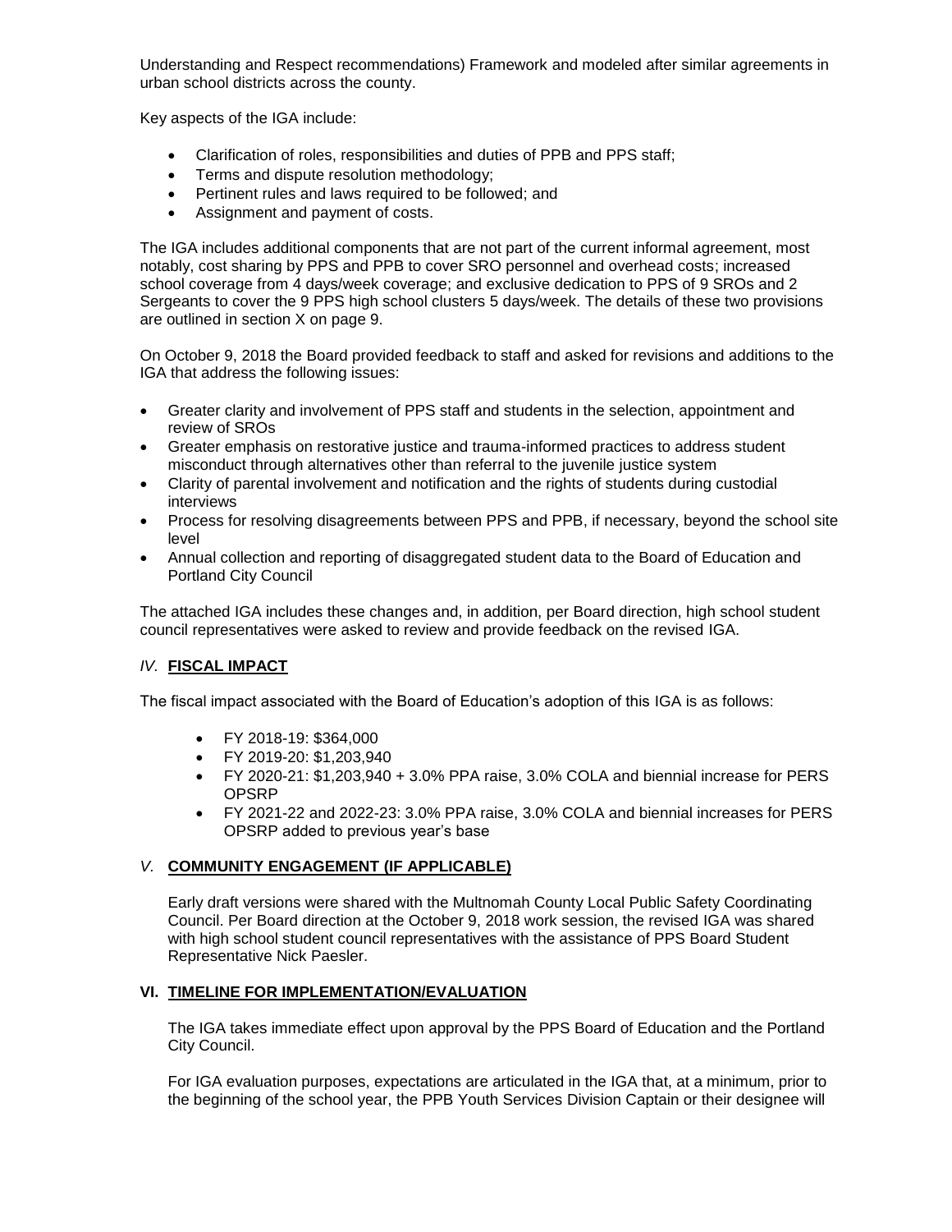Understanding and Respect recommendations) Framework and modeled after similar agreements in urban school districts across the county.

Key aspects of the IGA include:

- Clarification of roles, responsibilities and duties of PPB and PPS staff;
- Terms and dispute resolution methodology;
- Pertinent rules and laws required to be followed; and
- Assignment and payment of costs.

The IGA includes additional components that are not part of the current informal agreement, most notably, cost sharing by PPS and PPB to cover SRO personnel and overhead costs; increased school coverage from 4 days/week coverage; and exclusive dedication to PPS of 9 SROs and 2 Sergeants to cover the 9 PPS high school clusters 5 days/week. The details of these two provisions are outlined in section X on page 9.

On October 9, 2018 the Board provided feedback to staff and asked for revisions and additions to the IGA that address the following issues:

- Greater clarity and involvement of PPS staff and students in the selection, appointment and review of SROs
- Greater emphasis on restorative justice and trauma-informed practices to address student misconduct through alternatives other than referral to the juvenile justice system
- Clarity of parental involvement and notification and the rights of students during custodial interviews
- Process for resolving disagreements between PPS and PPB, if necessary, beyond the school site level
- Annual collection and reporting of disaggregated student data to the Board of Education and Portland City Council

The attached IGA includes these changes and, in addition, per Board direction, high school student council representatives were asked to review and provide feedback on the revised IGA.

## *IV.* **FISCAL IMPACT**

The fiscal impact associated with the Board of Education's adoption of this IGA is as follows:

- FY 2018-19: $364,000
- FY 2019-20: $1,203,940
- FY 2020-21: $1,203,940 + 3.0% PPA raise, 3.0% COLA and biennial increase for PERS OPSRP
- FY 2021-22 and 2022-23: 3.0% PPA raise, 3.0% COLA and biennial increases for PERS OPSRP added to previous year's base

## *V.* **COMMUNITY ENGAGEMENT (IF APPLICABLE)**

Early draft versions were shared with the Multnomah County Local Public Safety Coordinating Council. Per Board direction at the October 9, 2018 work session, the revised IGA was shared with high school student council representatives with the assistance of PPS Board Student Representative Nick Paesler.

## **VI. TIMELINE FOR IMPLEMENTATION/EVALUATION**

The IGA takes immediate effect upon approval by the PPS Board of Education and the Portland City Council.

For IGA evaluation purposes, expectations are articulated in the IGA that, at a minimum, prior to the beginning of the school year, the PPB Youth Services Division Captain or their designee will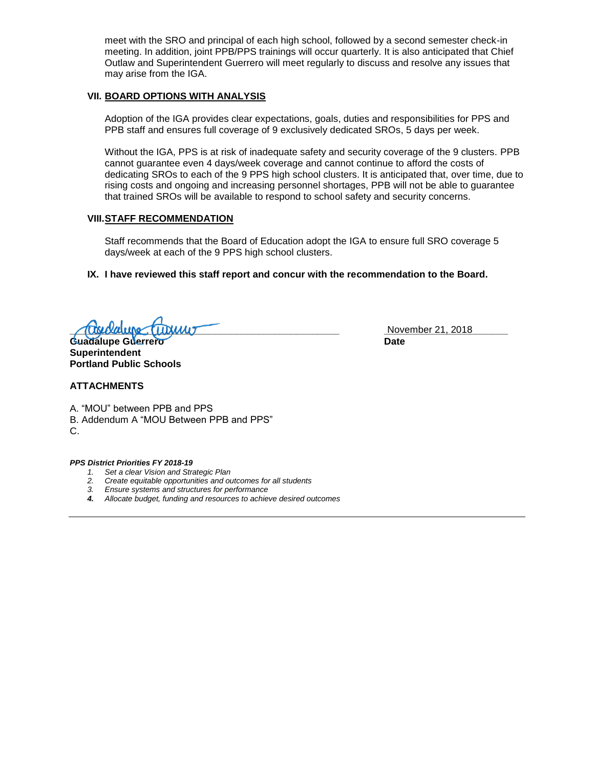meet with the SRO and principal of each high school, followed by a second semester check-in meeting. In addition, joint PPB/PPS trainings will occur quarterly. It is also anticipated that Chief Outlaw and Superintendent Guerrero will meet regularly to discuss and resolve any issues that may arise from the IGA.

### VII. BOARD OPTIONS WITH ANALYSIS

Adoption of the IGA provides clear expectations, goals, duties and responsibilities for PPS and PPB staff and ensures full coverage of 9 exclusively dedicated SROs, 5 days per week.

Without the IGA, PPS is at risk of inadequate safety and security coverage of the 9 clusters. PPB cannot guarantee even 4 days/week coverage and cannot continue to afford the costs of dedicating SROs to each of the 9 PPS high school clusters. It is anticipated that, over time, due to rising costs and ongoing and increasing personnel shortages, PPB will not be able to guarantee that trained SROs will be available to respond to school safety and security concerns.

### VIII. STAFF RECOMMENDATION

Staff recommends that the Board of Education adopt the IGA to ensure full SRO coverage 5 days/week at each of the 9 PPS high school clusters.

**IX. I have reviewed this staff report and concur with the recommendation to the Board.**

**Guadalupe Guerrero**
**Superintendent**
**Portland Public Schools**

November 21, 2018
**Date**

### ATTACHMENTS

A. "MOU" between PPB and PPS
B. Addendum A "MOU Between PPB and PPS"
C.

***PPS District Priorities FY 2018-19***

1. *Set a clear Vision and Strategic Plan*
2. *Create equitable opportunities and outcomes for all students*
3. *Ensure systems and structures for performance*
4. ***Allocate budget, funding and resources to achieve desired outcomes***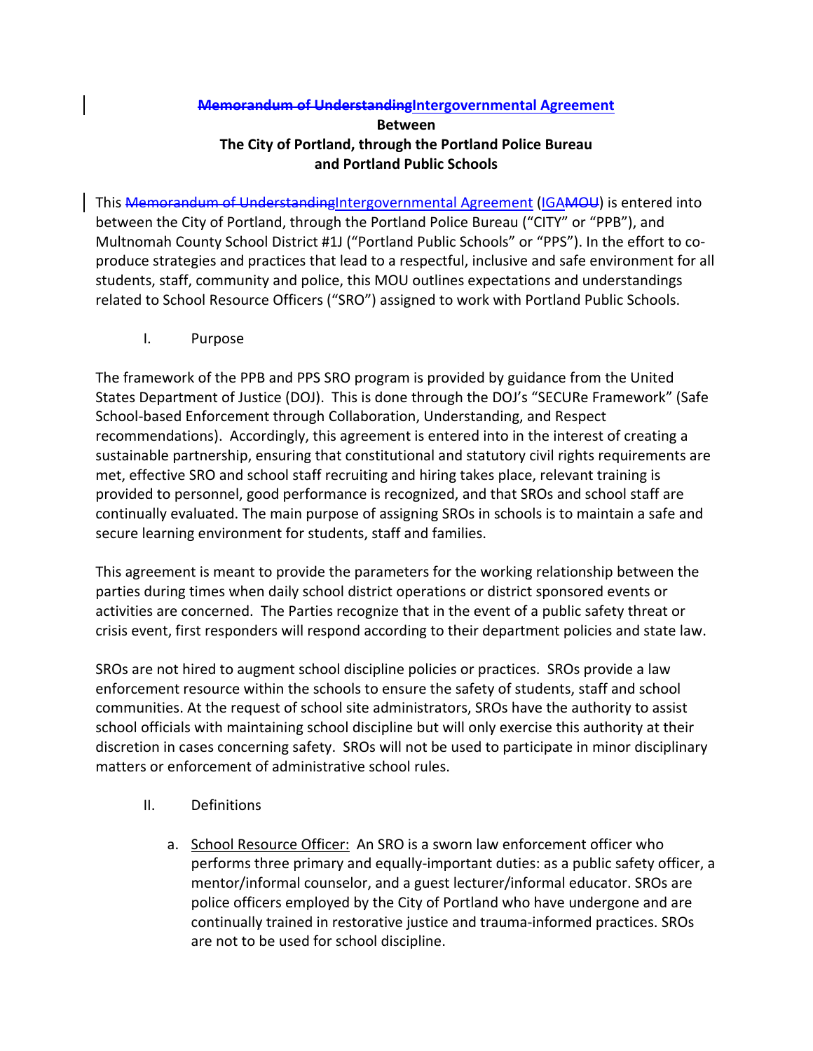**~~Memorandum of Understanding~~Intergovernmental Agreement**
**Between**
**The City of Portland, through the Portland Police Bureau**
**and Portland Public Schools**

This ~~Memorandum of Understanding~~Intergovernmental Agreement (IGA~~MOU~~) is entered into between the City of Portland, through the Portland Police Bureau ("CITY" or "PPB"), and Multnomah County School District #1J ("Portland Public Schools" or "PPS"). In the effort to co-produce strategies and practices that lead to a respectful, inclusive and safe environment for all students, staff, community and police, this MOU outlines expectations and understandings related to School Resource Officers ("SRO") assigned to work with Portland Public Schools.

I. Purpose

The framework of the PPB and PPS SRO program is provided by guidance from the United States Department of Justice (DOJ). This is done through the DOJ's "SECURe Framework" (Safe School-based Enforcement through Collaboration, Understanding, and Respect recommendations). Accordingly, this agreement is entered into in the interest of creating a sustainable partnership, ensuring that constitutional and statutory civil rights requirements are met, effective SRO and school staff recruiting and hiring takes place, relevant training is provided to personnel, good performance is recognized, and that SROs and school staff are continually evaluated. The main purpose of assigning SROs in schools is to maintain a safe and secure learning environment for students, staff and families.

This agreement is meant to provide the parameters for the working relationship between the parties during times when daily school district operations or district sponsored events or activities are concerned. The Parties recognize that in the event of a public safety threat or crisis event, first responders will respond according to their department policies and state law.

SROs are not hired to augment school discipline policies or practices. SROs provide a law enforcement resource within the schools to ensure the safety of students, staff and school communities. At the request of school site administrators, SROs have the authority to assist school officials with maintaining school discipline but will only exercise this authority at their discretion in cases concerning safety. SROs will not be used to participate in minor disciplinary matters or enforcement of administrative school rules.

II. Definitions

a. School Resource Officer: An SRO is a sworn law enforcement officer who performs three primary and equally-important duties: as a public safety officer, a mentor/informal counselor, and a guest lecturer/informal educator. SROs are police officers employed by the City of Portland who have undergone and are continually trained in restorative justice and trauma-informed practices. SROs are not to be used for school discipline.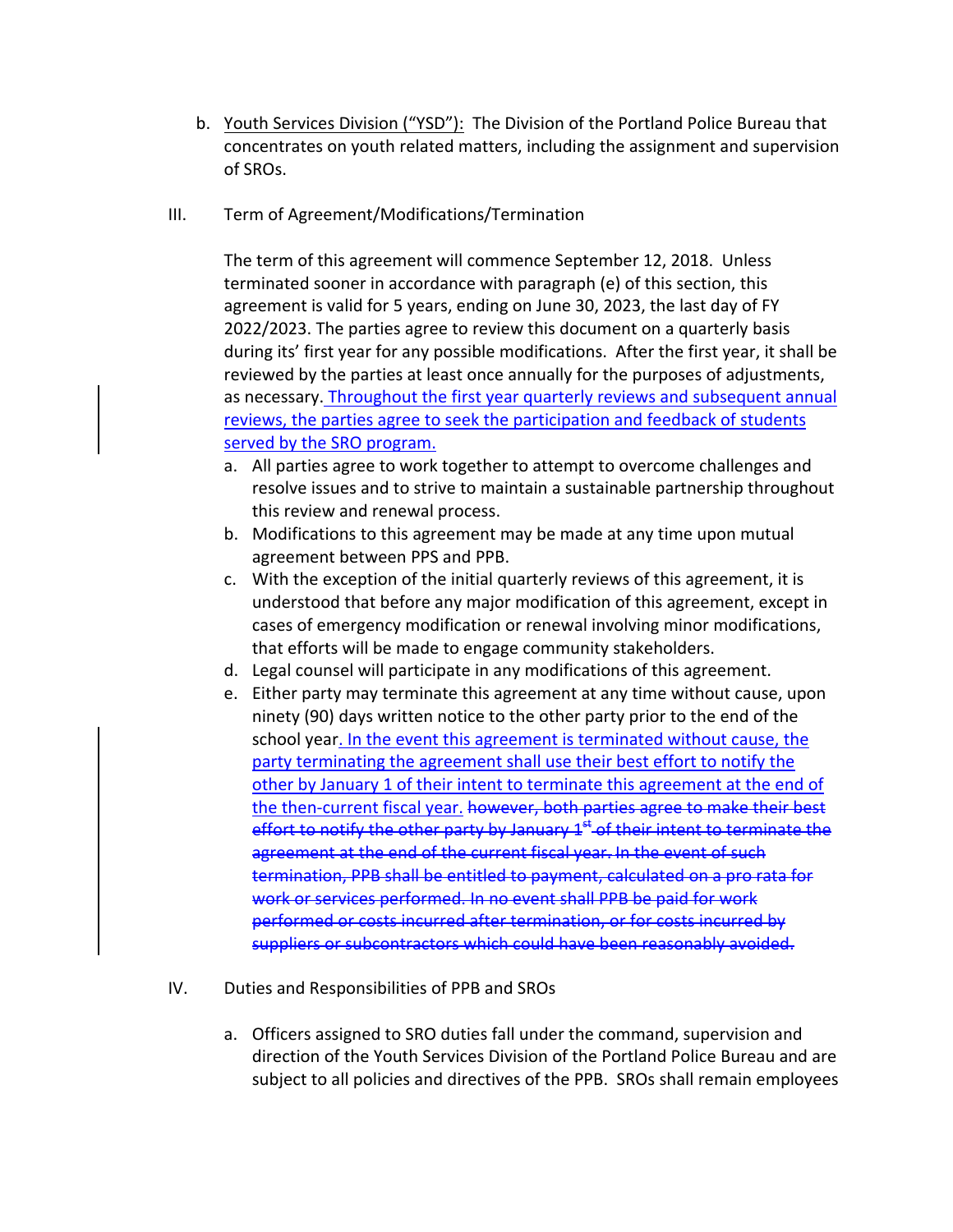b. Youth Services Division ("YSD"): The Division of the Portland Police Bureau that concentrates on youth related matters, including the assignment and supervision of SROs.

III. Term of Agreement/Modifications/Termination

The term of this agreement will commence September 12, 2018. Unless terminated sooner in accordance with paragraph (e) of this section, this agreement is valid for 5 years, ending on June 30, 2023, the last day of FY 2022/2023. The parties agree to review this document on a quarterly basis during its' first year for any possible modifications. After the first year, it shall be reviewed by the parties at least once annually for the purposes of adjustments, as necessary. Throughout the first year quarterly reviews and subsequent annual reviews, the parties agree to seek the participation and feedback of students served by the SRO program.

a. All parties agree to work together to attempt to overcome challenges and resolve issues and to strive to maintain a sustainable partnership throughout this review and renewal process.
b. Modifications to this agreement may be made at any time upon mutual agreement between PPS and PPB.
c. With the exception of the initial quarterly reviews of this agreement, it is understood that before any major modification of this agreement, except in cases of emergency modification or renewal involving minor modifications, that efforts will be made to engage community stakeholders.
d. Legal counsel will participate in any modifications of this agreement.
e. Either party may terminate this agreement at any time without cause, upon ninety (90) days written notice to the other party prior to the end of the school year. In the event this agreement is terminated without cause, the party terminating the agreement shall use their best effort to notify the other by January 1 of their intent to terminate this agreement at the end of the then-current fiscal year. ~~however, both parties agree to make their best effort to notify the other party by January 1st of their intent to terminate the agreement at the end of the current fiscal year. In the event of such termination, PPB shall be entitled to payment, calculated on a pro rata for work or services performed. In no event shall PPB be paid for work performed or costs incurred after termination, or for costs incurred by suppliers or subcontractors which could have been reasonably avoided.~~

IV. Duties and Responsibilities of PPB and SROs

a. Officers assigned to SRO duties fall under the command, supervision and direction of the Youth Services Division of the Portland Police Bureau and are subject to all policies and directives of the PPB. SROs shall remain employees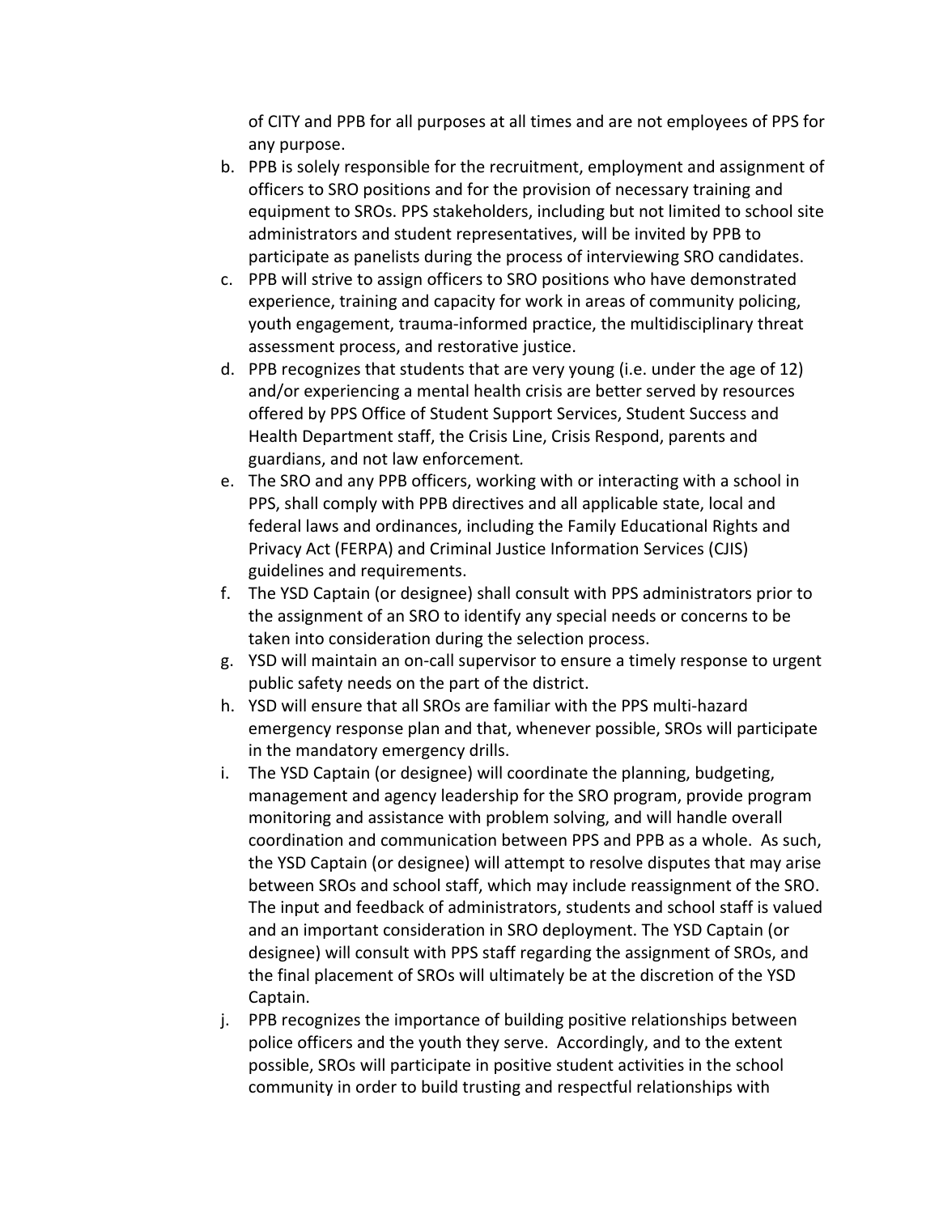of CITY and PPB for all purposes at all times and are not employees of PPS for any purpose.

b. PPB is solely responsible for the recruitment, employment and assignment of officers to SRO positions and for the provision of necessary training and equipment to SROs. PPS stakeholders, including but not limited to school site administrators and student representatives, will be invited by PPB to participate as panelists during the process of interviewing SRO candidates.
c. PPB will strive to assign officers to SRO positions who have demonstrated experience, training and capacity for work in areas of community policing, youth engagement, trauma-informed practice, the multidisciplinary threat assessment process, and restorative justice.
d. PPB recognizes that students that are very young (i.e. under the age of 12) and/or experiencing a mental health crisis are better served by resources offered by PPS Office of Student Support Services, Student Success and Health Department staff, the Crisis Line, Crisis Respond, parents and guardians, and not law enforcement*.*
e. The SRO and any PPB officers, working with or interacting with a school in PPS, shall comply with PPB directives and all applicable state, local and federal laws and ordinances, including the Family Educational Rights and Privacy Act (FERPA) and Criminal Justice Information Services (CJIS) guidelines and requirements.
f. The YSD Captain (or designee) shall consult with PPS administrators prior to the assignment of an SRO to identify any special needs or concerns to be taken into consideration during the selection process.
g. YSD will maintain an on-call supervisor to ensure a timely response to urgent public safety needs on the part of the district.
h. YSD will ensure that all SROs are familiar with the PPS multi-hazard emergency response plan and that, whenever possible, SROs will participate in the mandatory emergency drills.
i. The YSD Captain (or designee) will coordinate the planning, budgeting, management and agency leadership for the SRO program, provide program monitoring and assistance with problem solving, and will handle overall coordination and communication between PPS and PPB as a whole. As such, the YSD Captain (or designee) will attempt to resolve disputes that may arise between SROs and school staff, which may include reassignment of the SRO. The input and feedback of administrators, students and school staff is valued and an important consideration in SRO deployment. The YSD Captain (or designee) will consult with PPS staff regarding the assignment of SROs, and the final placement of SROs will ultimately be at the discretion of the YSD Captain.
j. PPB recognizes the importance of building positive relationships between police officers and the youth they serve. Accordingly, and to the extent possible, SROs will participate in positive student activities in the school community in order to build trusting and respectful relationships with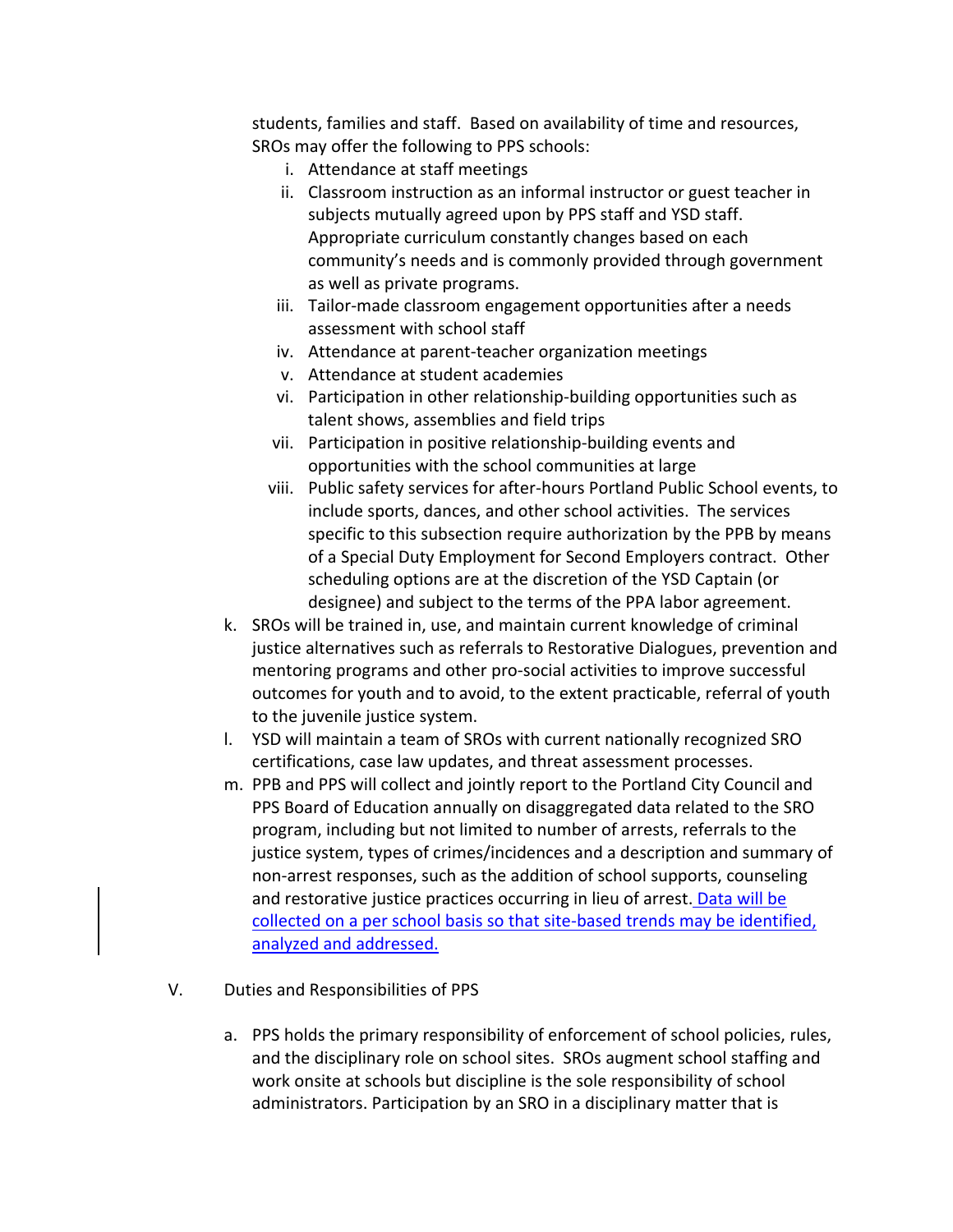students, families and staff. Based on availability of time and resources, SROs may offer the following to PPS schools:

   i. Attendance at staff meetings
   ii. Classroom instruction as an informal instructor or guest teacher in subjects mutually agreed upon by PPS staff and YSD staff. Appropriate curriculum constantly changes based on each community's needs and is commonly provided through government as well as private programs.
   iii. Tailor-made classroom engagement opportunities after a needs assessment with school staff
   iv. Attendance at parent-teacher organization meetings
   v. Attendance at student academies
   vi. Participation in other relationship-building opportunities such as talent shows, assemblies and field trips
   vii. Participation in positive relationship-building events and opportunities with the school communities at large
   viii. Public safety services for after-hours Portland Public School events, to include sports, dances, and other school activities. The services specific to this subsection require authorization by the PPB by means of a Special Duty Employment for Second Employers contract. Other scheduling options are at the discretion of the YSD Captain (or designee) and subject to the terms of the PPA labor agreement.

k. SROs will be trained in, use, and maintain current knowledge of criminal justice alternatives such as referrals to Restorative Dialogues, prevention and mentoring programs and other pro-social activities to improve successful outcomes for youth and to avoid, to the extent practicable, referral of youth to the juvenile justice system.

l. YSD will maintain a team of SROs with current nationally recognized SRO certifications, case law updates, and threat assessment processes.

m. PPB and PPS will collect and jointly report to the Portland City Council and PPS Board of Education annually on disaggregated data related to the SRO program, including but not limited to number of arrests, referrals to the justice system, types of crimes/incidences and a description and summary of non-arrest responses, such as the addition of school supports, counseling and restorative justice practices occurring in lieu of arrest. Data will be collected on a per school basis so that site-based trends may be identified, analyzed and addressed.

V. Duties and Responsibilities of PPS

a. PPS holds the primary responsibility of enforcement of school policies, rules, and the disciplinary role on school sites. SROs augment school staffing and work onsite at schools but discipline is the sole responsibility of school administrators. Participation by an SRO in a disciplinary matter that is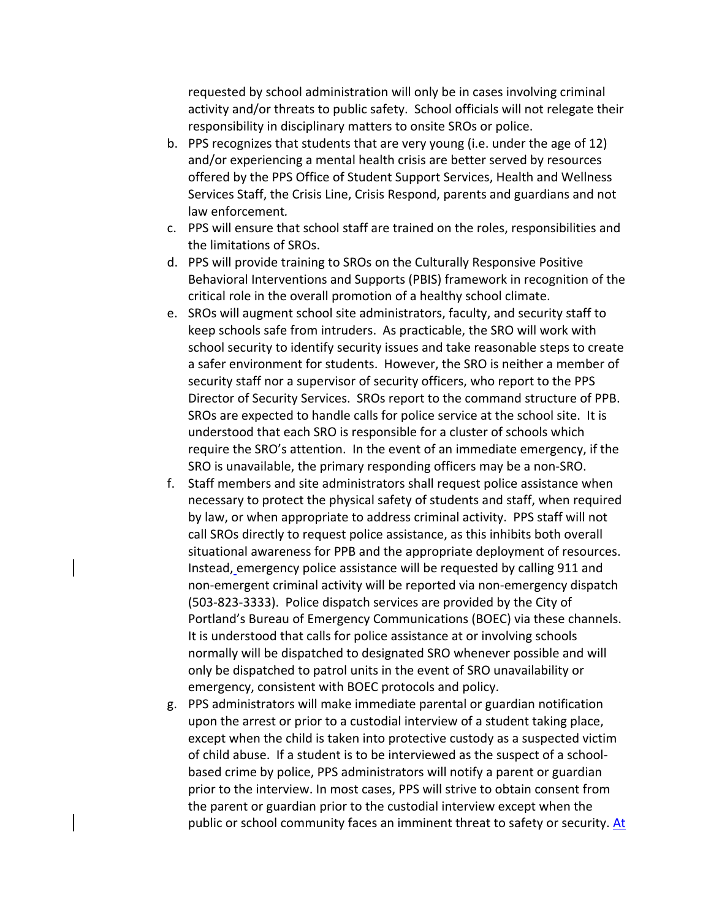requested by school administration will only be in cases involving criminal activity and/or threats to public safety. School officials will not relegate their responsibility in disciplinary matters to onsite SROs or police.

b. PPS recognizes that students that are very young (i.e. under the age of 12) and/or experiencing a mental health crisis are better served by resources offered by the PPS Office of Student Support Services, Health and Wellness Services Staff, the Crisis Line, Crisis Respond, parents and guardians and not law enforcement.
c. PPS will ensure that school staff are trained on the roles, responsibilities and the limitations of SROs.
d. PPS will provide training to SROs on the Culturally Responsive Positive Behavioral Interventions and Supports (PBIS) framework in recognition of the critical role in the overall promotion of a healthy school climate.
e. SROs will augment school site administrators, faculty, and security staff to keep schools safe from intruders. As practicable, the SRO will work with school security to identify security issues and take reasonable steps to create a safer environment for students. However, the SRO is neither a member of security staff nor a supervisor of security officers, who report to the PPS Director of Security Services. SROs report to the command structure of PPB. SROs are expected to handle calls for police service at the school site. It is understood that each SRO is responsible for a cluster of schools which require the SRO's attention. In the event of an immediate emergency, if the SRO is unavailable, the primary responding officers may be a non-SRO.
f. Staff members and site administrators shall request police assistance when necessary to protect the physical safety of students and staff, when required by law, or when appropriate to address criminal activity. PPS staff will not call SROs directly to request police assistance, as this inhibits both overall situational awareness for PPB and the appropriate deployment of resources. Instead, emergency police assistance will be requested by calling 911 and non-emergent criminal activity will be reported via non-emergency dispatch (503-823-3333). Police dispatch services are provided by the City of Portland's Bureau of Emergency Communications (BOEC) via these channels. It is understood that calls for police assistance at or involving schools normally will be dispatched to designated SRO whenever possible and will only be dispatched to patrol units in the event of SRO unavailability or emergency, consistent with BOEC protocols and policy.
g. PPS administrators will make immediate parental or guardian notification upon the arrest or prior to a custodial interview of a student taking place, except when the child is taken into protective custody as a suspected victim of child abuse. If a student is to be interviewed as the suspect of a school-based crime by police, PPS administrators will notify a parent or guardian prior to the interview. In most cases, PPS will strive to obtain consent from the parent or guardian prior to the custodial interview except when the public or school community faces an imminent threat to safety or security. At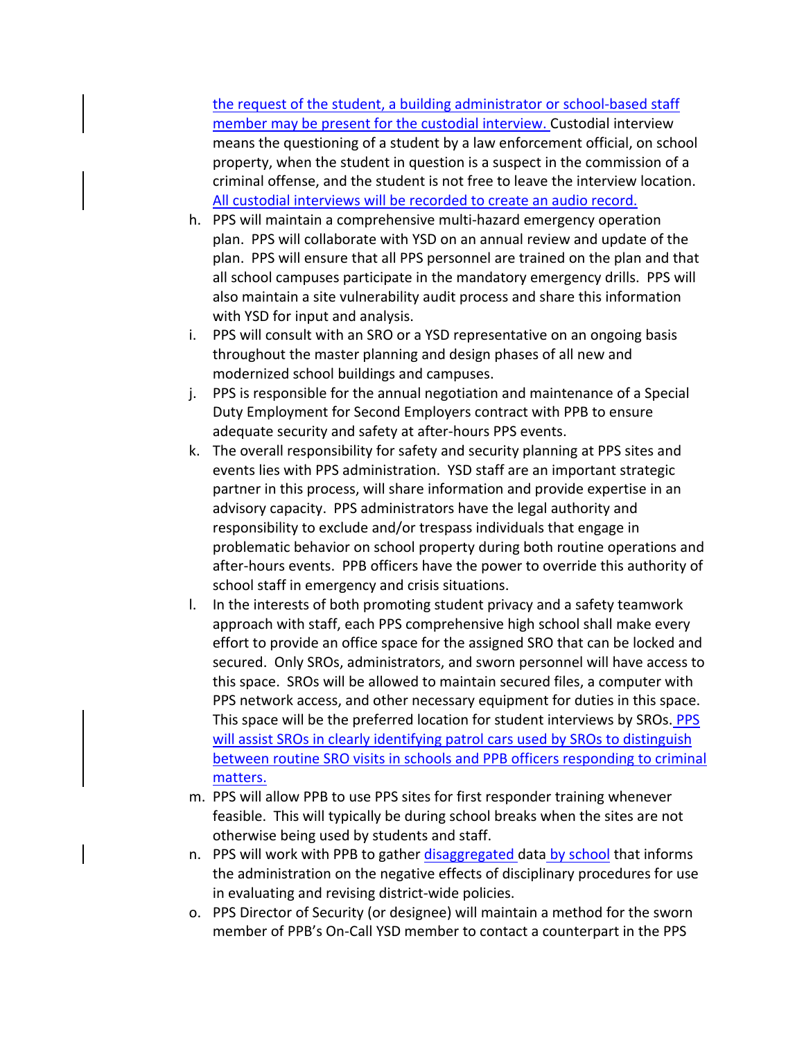the request of the student, a building administrator or school-based staff member may be present for the custodial interview. Custodial interview means the questioning of a student by a law enforcement official, on school property, when the student in question is a suspect in the commission of a criminal offense, and the student is not free to leave the interview location. All custodial interviews will be recorded to create an audio record.

h. PPS will maintain a comprehensive multi-hazard emergency operation plan. PPS will collaborate with YSD on an annual review and update of the plan. PPS will ensure that all PPS personnel are trained on the plan and that all school campuses participate in the mandatory emergency drills. PPS will also maintain a site vulnerability audit process and share this information with YSD for input and analysis.
i. PPS will consult with an SRO or a YSD representative on an ongoing basis throughout the master planning and design phases of all new and modernized school buildings and campuses.
j. PPS is responsible for the annual negotiation and maintenance of a Special Duty Employment for Second Employers contract with PPB to ensure adequate security and safety at after-hours PPS events.
k. The overall responsibility for safety and security planning at PPS sites and events lies with PPS administration. YSD staff are an important strategic partner in this process, will share information and provide expertise in an advisory capacity. PPS administrators have the legal authority and responsibility to exclude and/or trespass individuals that engage in problematic behavior on school property during both routine operations and after-hours events. PPB officers have the power to override this authority of school staff in emergency and crisis situations.
l. In the interests of both promoting student privacy and a safety teamwork approach with staff, each PPS comprehensive high school shall make every effort to provide an office space for the assigned SRO that can be locked and secured. Only SROs, administrators, and sworn personnel will have access to this space. SROs will be allowed to maintain secured files, a computer with PPS network access, and other necessary equipment for duties in this space. This space will be the preferred location for student interviews by SROs. PPS will assist SROs in clearly identifying patrol cars used by SROs to distinguish between routine SRO visits in schools and PPB officers responding to criminal matters.
m. PPS will allow PPB to use PPS sites for first responder training whenever feasible. This will typically be during school breaks when the sites are not otherwise being used by students and staff.
n. PPS will work with PPB to gather disaggregated data by school that informs the administration on the negative effects of disciplinary procedures for use in evaluating and revising district-wide policies.
o. PPS Director of Security (or designee) will maintain a method for the sworn member of PPB's On-Call YSD member to contact a counterpart in the PPS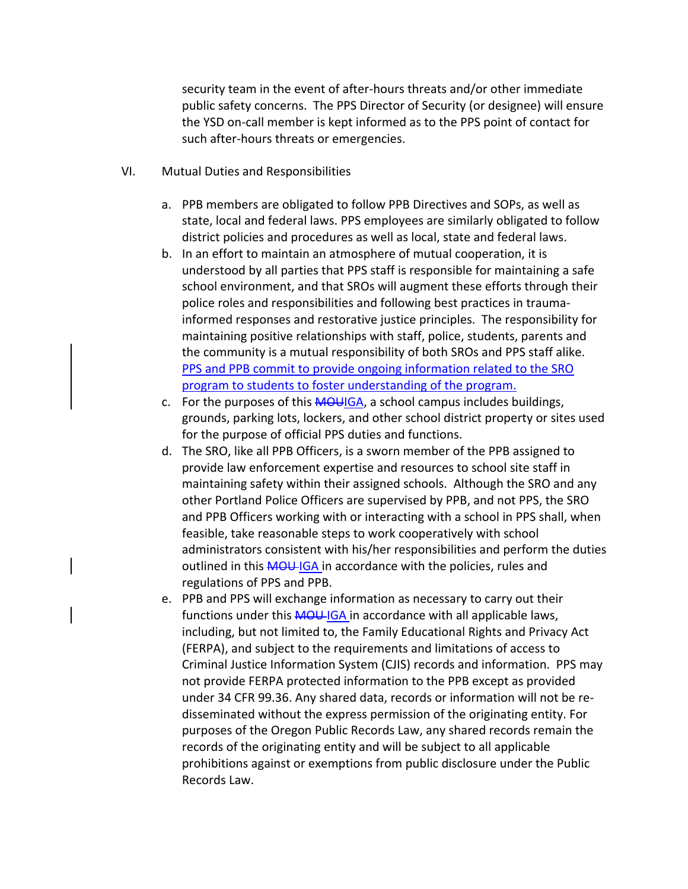security team in the event of after-hours threats and/or other immediate public safety concerns. The PPS Director of Security (or designee) will ensure the YSD on-call member is kept informed as to the PPS point of contact for such after-hours threats or emergencies.

VI. Mutual Duties and Responsibilities

a. PPB members are obligated to follow PPB Directives and SOPs, as well as state, local and federal laws. PPS employees are similarly obligated to follow district policies and procedures as well as local, state and federal laws.

b. In an effort to maintain an atmosphere of mutual cooperation, it is understood by all parties that PPS staff is responsible for maintaining a safe school environment, and that SROs will augment these efforts through their police roles and responsibilities and following best practices in trauma-informed responses and restorative justice principles. The responsibility for maintaining positive relationships with staff, police, students, parents and the community is a mutual responsibility of both SROs and PPS staff alike. PPS and PPB commit to provide ongoing information related to the SRO program to students to foster understanding of the program.

c. For the purposes of this ~~MOU~~IGA, a school campus includes buildings, grounds, parking lots, lockers, and other school district property or sites used for the purpose of official PPS duties and functions.

d. The SRO, like all PPB Officers, is a sworn member of the PPB assigned to provide law enforcement expertise and resources to school site staff in maintaining safety within their assigned schools. Although the SRO and any other Portland Police Officers are supervised by PPB, and not PPS, the SRO and PPB Officers working with or interacting with a school in PPS shall, when feasible, take reasonable steps to work cooperatively with school administrators consistent with his/her responsibilities and perform the duties outlined in this ~~MOU~~ IGA in accordance with the policies, rules and regulations of PPS and PPB.

e. PPB and PPS will exchange information as necessary to carry out their functions under this ~~MOU~~ IGA in accordance with all applicable laws, including, but not limited to, the Family Educational Rights and Privacy Act (FERPA), and subject to the requirements and limitations of access to Criminal Justice Information System (CJIS) records and information. PPS may not provide FERPA protected information to the PPB except as provided under 34 CFR 99.36. Any shared data, records or information will not be re-disseminated without the express permission of the originating entity. For purposes of the Oregon Public Records Law, any shared records remain the records of the originating entity and will be subject to all applicable prohibitions against or exemptions from public disclosure under the Public Records Law.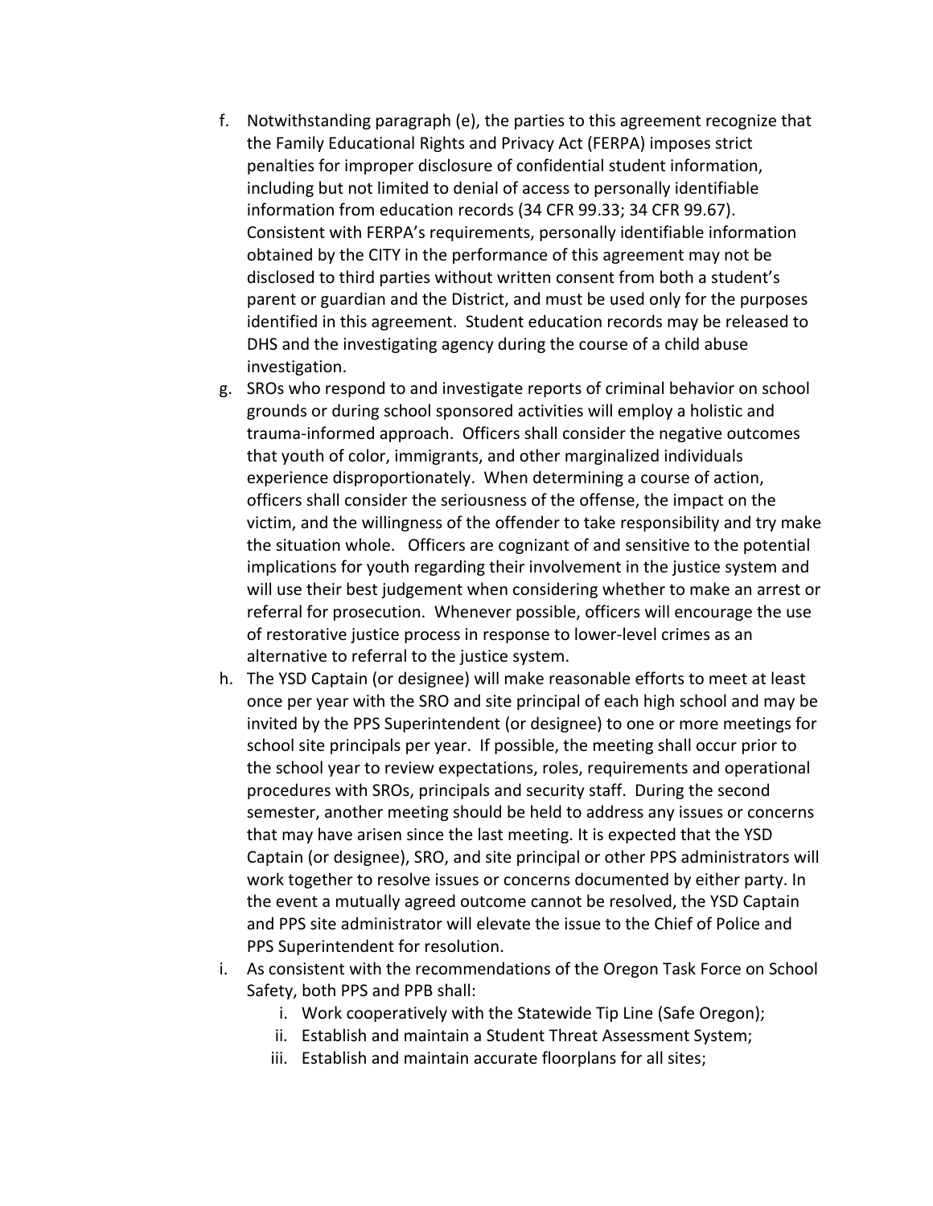f. Notwithstanding paragraph (e), the parties to this agreement recognize that the Family Educational Rights and Privacy Act (FERPA) imposes strict penalties for improper disclosure of confidential student information, including but not limited to denial of access to personally identifiable information from education records (34 CFR 99.33; 34 CFR 99.67). Consistent with FERPA's requirements, personally identifiable information obtained by the CITY in the performance of this agreement may not be disclosed to third parties without written consent from both a student's parent or guardian and the District, and must be used only for the purposes identified in this agreement. Student education records may be released to DHS and the investigating agency during the course of a child abuse investigation.

g. SROs who respond to and investigate reports of criminal behavior on school grounds or during school sponsored activities will employ a holistic and trauma-informed approach. Officers shall consider the negative outcomes that youth of color, immigrants, and other marginalized individuals experience disproportionately. When determining a course of action, officers shall consider the seriousness of the offense, the impact on the victim, and the willingness of the offender to take responsibility and try make the situation whole. Officers are cognizant of and sensitive to the potential implications for youth regarding their involvement in the justice system and will use their best judgement when considering whether to make an arrest or referral for prosecution. Whenever possible, officers will encourage the use of restorative justice process in response to lower-level crimes as an alternative to referral to the justice system.

h. The YSD Captain (or designee) will make reasonable efforts to meet at least once per year with the SRO and site principal of each high school and may be invited by the PPS Superintendent (or designee) to one or more meetings for school site principals per year. If possible, the meeting shall occur prior to the school year to review expectations, roles, requirements and operational procedures with SROs, principals and security staff. During the second semester, another meeting should be held to address any issues or concerns that may have arisen since the last meeting. It is expected that the YSD Captain (or designee), SRO, and site principal or other PPS administrators will work together to resolve issues or concerns documented by either party. In the event a mutually agreed outcome cannot be resolved, the YSD Captain and PPS site administrator will elevate the issue to the Chief of Police and PPS Superintendent for resolution.

i. As consistent with the recommendations of the Oregon Task Force on School Safety, both PPS and PPB shall:
    i. Work cooperatively with the Statewide Tip Line (Safe Oregon);
    ii. Establish and maintain a Student Threat Assessment System;
    iii. Establish and maintain accurate floorplans for all sites;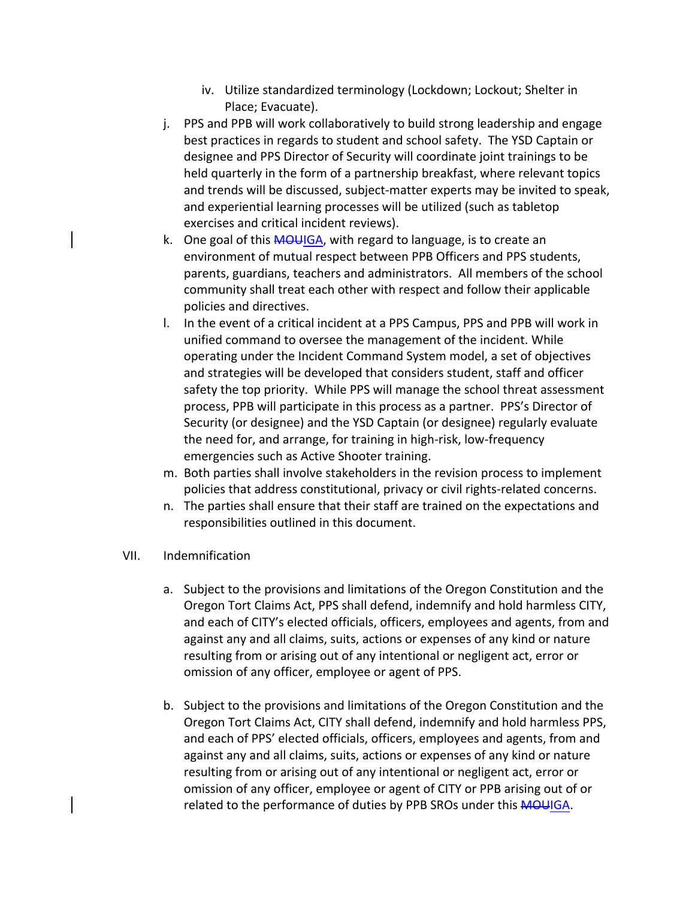iv. Utilize standardized terminology (Lockdown; Lockout; Shelter in Place; Evacuate).

j. PPS and PPB will work collaboratively to build strong leadership and engage best practices in regards to student and school safety. The YSD Captain or designee and PPS Director of Security will coordinate joint trainings to be held quarterly in the form of a partnership breakfast, where relevant topics and trends will be discussed, subject-matter experts may be invited to speak, and experiential learning processes will be utilized (such as tabletop exercises and critical incident reviews).

k. One goal of this ~~MOU~~IGA, with regard to language, is to create an environment of mutual respect between PPB Officers and PPS students, parents, guardians, teachers and administrators. All members of the school community shall treat each other with respect and follow their applicable policies and directives.

l. In the event of a critical incident at a PPS Campus, PPS and PPB will work in unified command to oversee the management of the incident. While operating under the Incident Command System model, a set of objectives and strategies will be developed that considers student, staff and officer safety the top priority. While PPS will manage the school threat assessment process, PPB will participate in this process as a partner. PPS's Director of Security (or designee) and the YSD Captain (or designee) regularly evaluate the need for, and arrange, for training in high-risk, low-frequency emergencies such as Active Shooter training.

m. Both parties shall involve stakeholders in the revision process to implement policies that address constitutional, privacy or civil rights-related concerns.

n. The parties shall ensure that their staff are trained on the expectations and responsibilities outlined in this document.

VII. Indemnification

a. Subject to the provisions and limitations of the Oregon Constitution and the Oregon Tort Claims Act, PPS shall defend, indemnify and hold harmless CITY, and each of CITY's elected officials, officers, employees and agents, from and against any and all claims, suits, actions or expenses of any kind or nature resulting from or arising out of any intentional or negligent act, error or omission of any officer, employee or agent of PPS.

b. Subject to the provisions and limitations of the Oregon Constitution and the Oregon Tort Claims Act, CITY shall defend, indemnify and hold harmless PPS, and each of PPS' elected officials, officers, employees and agents, from and against any and all claims, suits, actions or expenses of any kind or nature resulting from or arising out of any intentional or negligent act, error or omission of any officer, employee or agent of CITY or PPB arising out of or related to the performance of duties by PPB SROs under this ~~MOU~~IGA.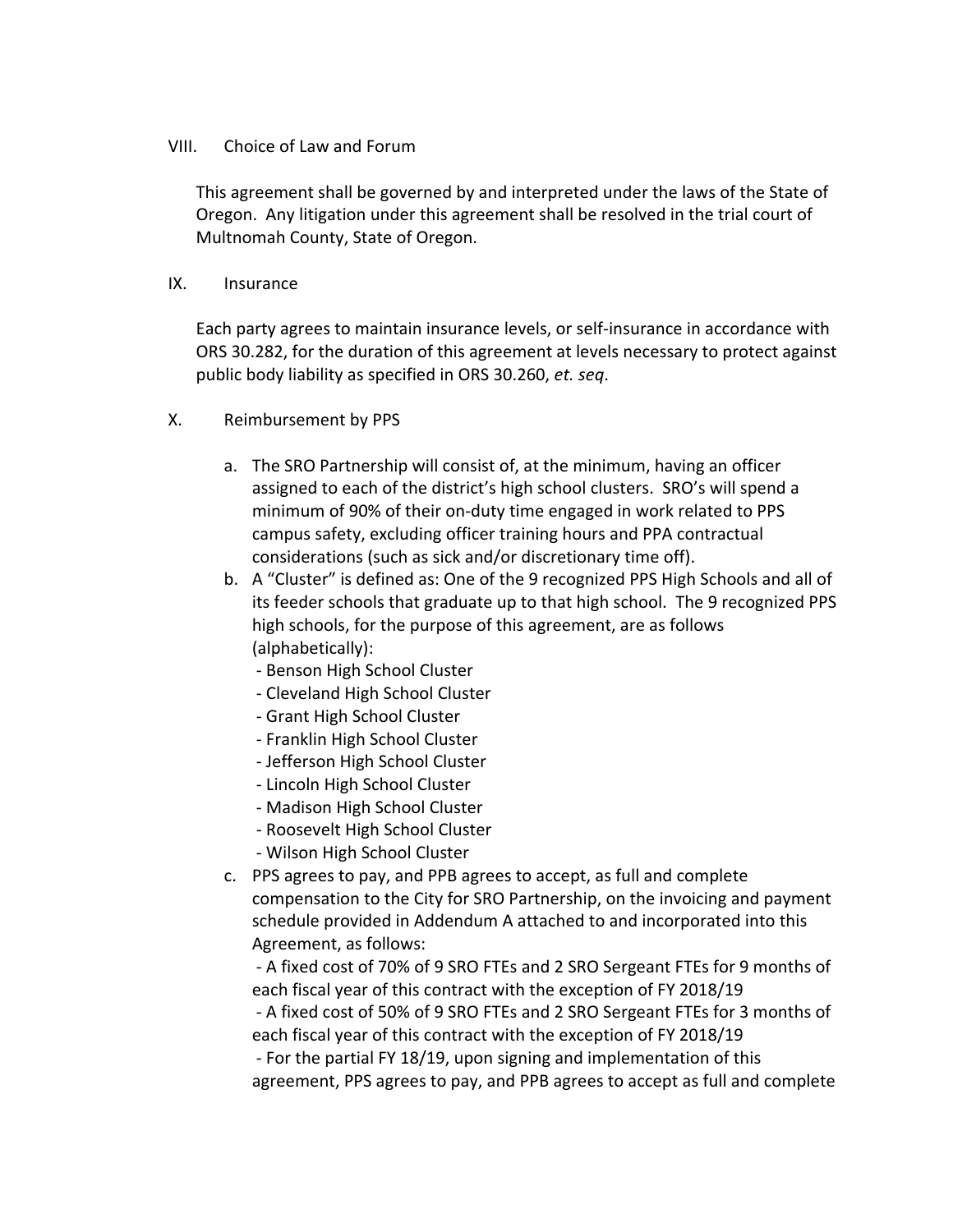## VIII. Choice of Law and Forum

This agreement shall be governed by and interpreted under the laws of the State of Oregon. Any litigation under this agreement shall be resolved in the trial court of Multnomah County, State of Oregon.

## IX. Insurance

Each party agrees to maintain insurance levels, or self-insurance in accordance with ORS 30.282, for the duration of this agreement at levels necessary to protect against public body liability as specified in ORS 30.260, *et. seq*.

## X. Reimbursement by PPS

a. The SRO Partnership will consist of, at the minimum, having an officer assigned to each of the district's high school clusters. SRO's will spend a minimum of 90% of their on-duty time engaged in work related to PPS campus safety, excluding officer training hours and PPA contractual considerations (such as sick and/or discretionary time off).

b. A "Cluster" is defined as: One of the 9 recognized PPS High Schools and all of its feeder schools that graduate up to that high school. The 9 recognized PPS high schools, for the purpose of this agreement, are as follows (alphabetically):
   - Benson High School Cluster
   - Cleveland High School Cluster
   - Grant High School Cluster
   - Franklin High School Cluster
   - Jefferson High School Cluster
   - Lincoln High School Cluster
   - Madison High School Cluster
   - Roosevelt High School Cluster
   - Wilson High School Cluster

c. PPS agrees to pay, and PPB agrees to accept, as full and complete compensation to the City for SRO Partnership, on the invoicing and payment schedule provided in Addendum A attached to and incorporated into this Agreement, as follows:
   - A fixed cost of 70% of 9 SRO FTEs and 2 SRO Sergeant FTEs for 9 months of each fiscal year of this contract with the exception of FY 2018/19
   - A fixed cost of 50% of 9 SRO FTEs and 2 SRO Sergeant FTEs for 3 months of each fiscal year of this contract with the exception of FY 2018/19
   - For the partial FY 18/19, upon signing and implementation of this agreement, PPS agrees to pay, and PPB agrees to accept as full and complete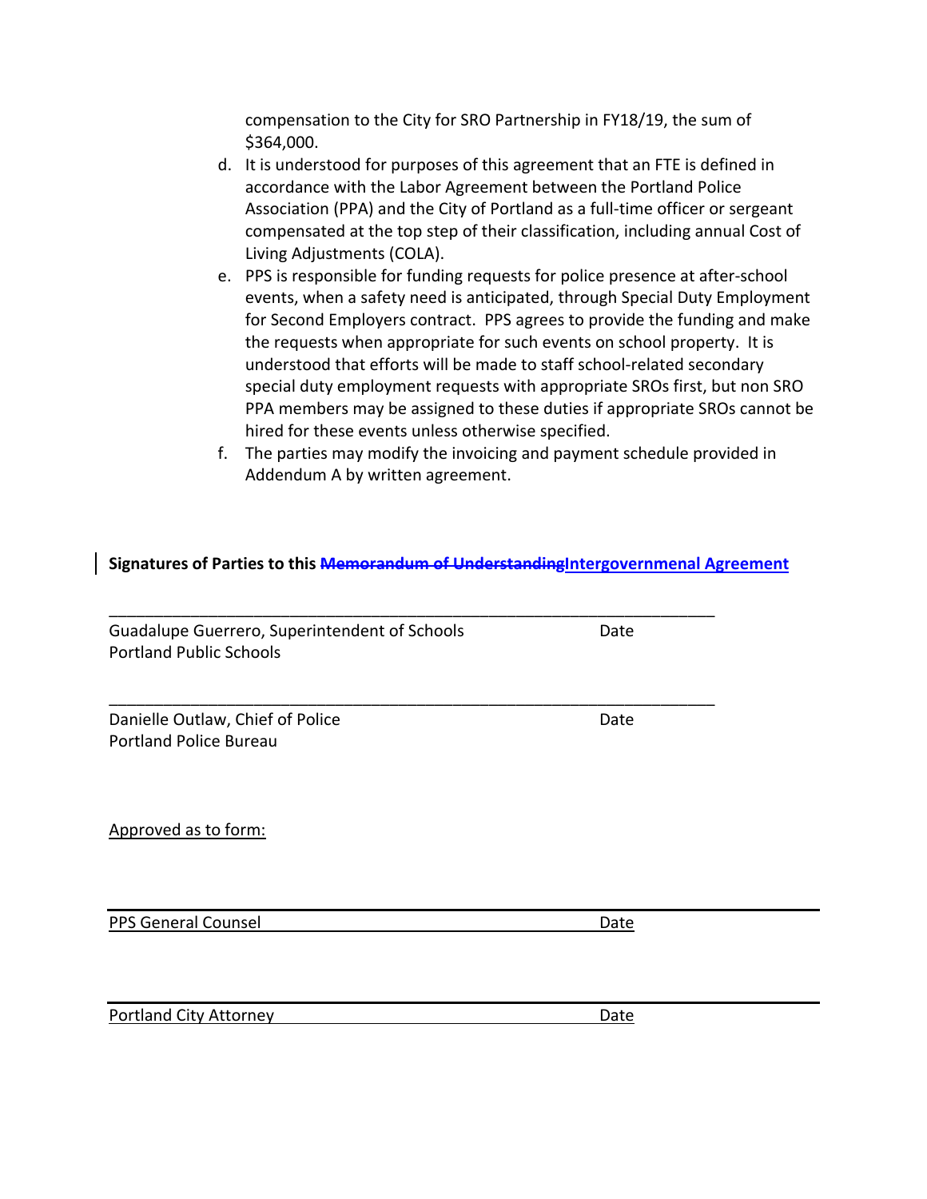compensation to the City for SRO Partnership in FY18/19, the sum of $364,000.

d. It is understood for purposes of this agreement that an FTE is defined in accordance with the Labor Agreement between the Portland Police Association (PPA) and the City of Portland as a full-time officer or sergeant compensated at the top step of their classification, including annual Cost of Living Adjustments (COLA).

e. PPS is responsible for funding requests for police presence at after-school events, when a safety need is anticipated, through Special Duty Employment for Second Employers contract. PPS agrees to provide the funding and make the requests when appropriate for such events on school property. It is understood that efforts will be made to staff school-related secondary special duty employment requests with appropriate SROs first, but non SRO PPA members may be assigned to these duties if appropriate SROs cannot be hired for these events unless otherwise specified.

f. The parties may modify the invoicing and payment schedule provided in Addendum A by written agreement.

**Signatures of Parties to this ~~Memorandum of Understanding~~Intergovernmenal Agreement**

\_\_\_\_\_\_\_\_\_\_\_\_\_\_\_\_\_\_\_\_\_\_\_\_\_\_\_\_\_\_\_\_\_\_\_\_\_\_\_\_\_\_\_\_\_\_\_\_\_\_\_\_\_\_\_\_\_\_\_\_\_\_\_\_\_\_

Guadalupe Guerrero, Superintendent of Schools Date
Portland Public Schools

\_\_\_\_\_\_\_\_\_\_\_\_\_\_\_\_\_\_\_\_\_\_\_\_\_\_\_\_\_\_\_\_\_\_\_\_\_\_\_\_\_\_\_\_\_\_\_\_\_\_\_\_\_\_\_\_\_\_\_\_\_\_\_\_\_\_

Danielle Outlaw, Chief of Police Date
Portland Police Bureau

Approved as to form:

\_\_\_\_\_\_\_\_\_\_\_\_\_\_\_\_\_\_\_\_\_\_\_\_\_\_\_\_\_\_\_\_\_\_\_\_\_\_\_\_\_\_\_\_\_\_\_\_\_\_\_\_\_\_\_\_\_\_\_\_\_\_\_\_\_\_

PPS General Counsel Date

\_\_\_\_\_\_\_\_\_\_\_\_\_\_\_\_\_\_\_\_\_\_\_\_\_\_\_\_\_\_\_\_\_\_\_\_\_\_\_\_\_\_\_\_\_\_\_\_\_\_\_\_\_\_\_\_\_\_\_\_\_\_\_\_\_\_

Portland City Attorney Date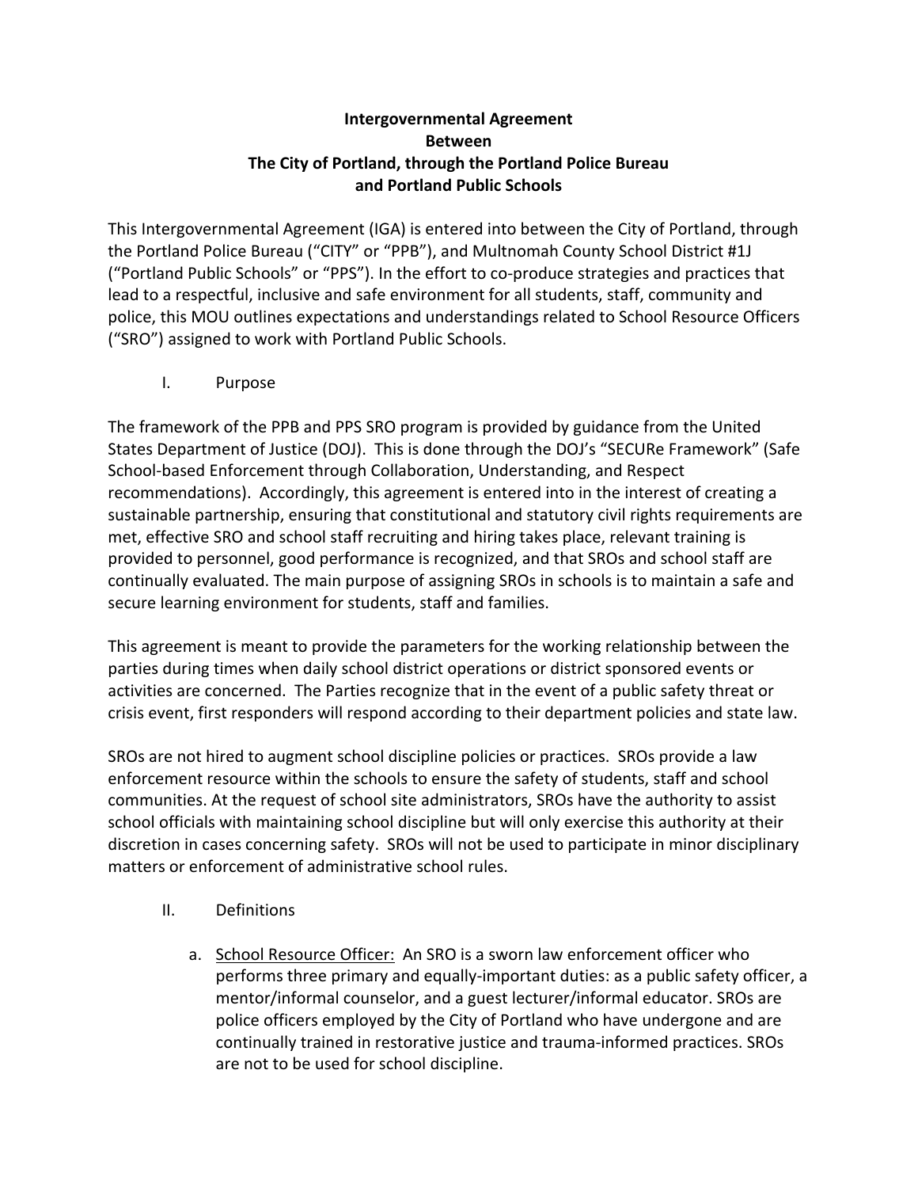# Intergovernmental Agreement
# Between
# The City of Portland, through the Portland Police Bureau
# and Portland Public Schools

This Intergovernmental Agreement (IGA) is entered into between the City of Portland, through the Portland Police Bureau ("CITY" or "PPB"), and Multnomah County School District #1J ("Portland Public Schools" or "PPS"). In the effort to co-produce strategies and practices that lead to a respectful, inclusive and safe environment for all students, staff, community and police, this MOU outlines expectations and understandings related to School Resource Officers ("SRO") assigned to work with Portland Public Schools.

## I. Purpose

The framework of the PPB and PPS SRO program is provided by guidance from the United States Department of Justice (DOJ). This is done through the DOJ's "SECURe Framework" (Safe School-based Enforcement through Collaboration, Understanding, and Respect recommendations). Accordingly, this agreement is entered into in the interest of creating a sustainable partnership, ensuring that constitutional and statutory civil rights requirements are met, effective SRO and school staff recruiting and hiring takes place, relevant training is provided to personnel, good performance is recognized, and that SROs and school staff are continually evaluated. The main purpose of assigning SROs in schools is to maintain a safe and secure learning environment for students, staff and families.

This agreement is meant to provide the parameters for the working relationship between the parties during times when daily school district operations or district sponsored events or activities are concerned. The Parties recognize that in the event of a public safety threat or crisis event, first responders will respond according to their department policies and state law.

SROs are not hired to augment school discipline policies or practices. SROs provide a law enforcement resource within the schools to ensure the safety of students, staff and school communities. At the request of school site administrators, SROs have the authority to assist school officials with maintaining school discipline but will only exercise this authority at their discretion in cases concerning safety. SROs will not be used to participate in minor disciplinary matters or enforcement of administrative school rules.

## II. Definitions

a. <u>School Resource Officer:</u> An SRO is a sworn law enforcement officer who performs three primary and equally-important duties: as a public safety officer, a mentor/informal counselor, and a guest lecturer/informal educator. SROs are police officers employed by the City of Portland who have undergone and are continually trained in restorative justice and trauma-informed practices. SROs are not to be used for school discipline.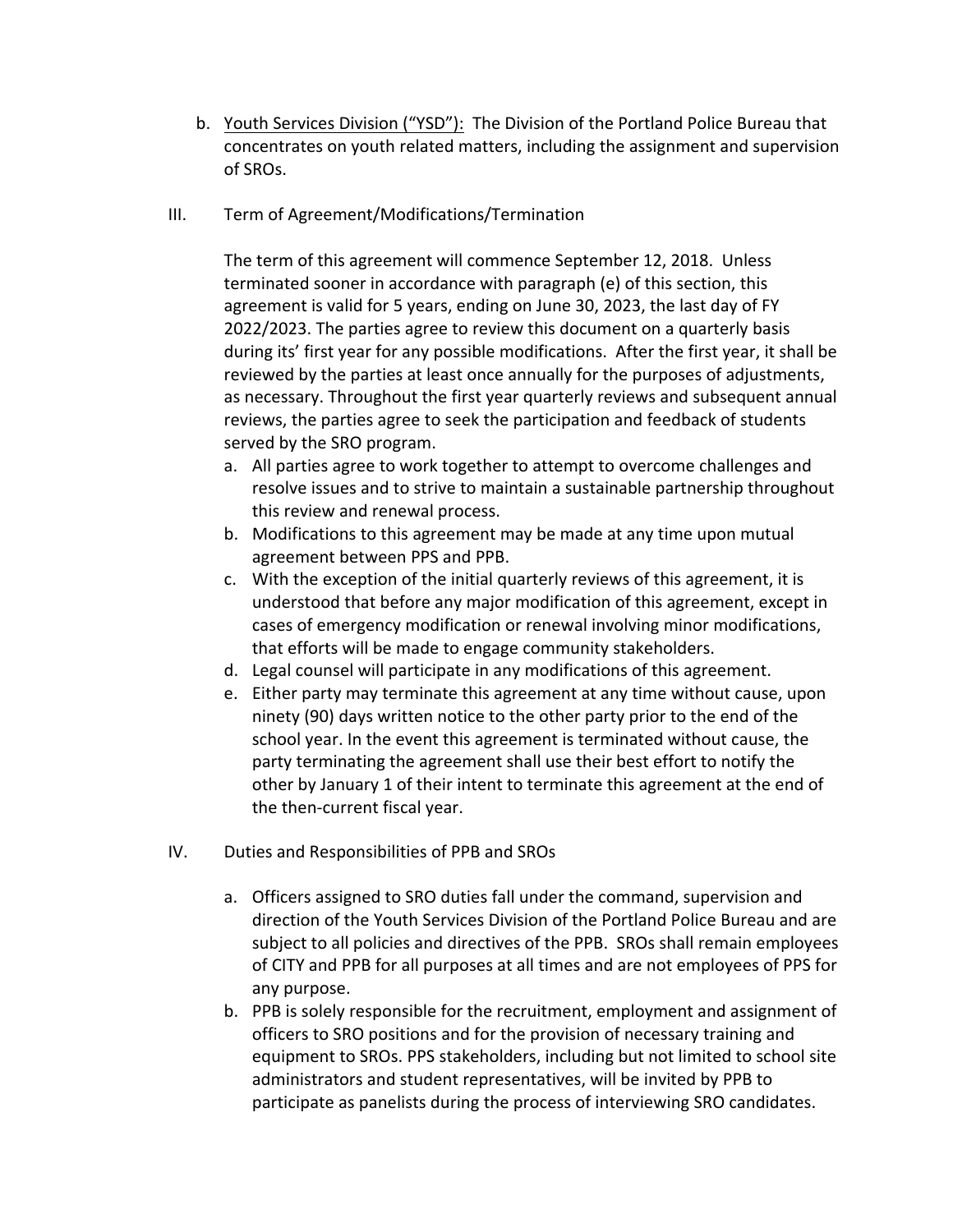b. <u>Youth Services Division ("YSD"):</u> The Division of the Portland Police Bureau that concentrates on youth related matters, including the assignment and supervision of SROs.

III. Term of Agreement/Modifications/Termination

The term of this agreement will commence September 12, 2018. Unless terminated sooner in accordance with paragraph (e) of this section, this agreement is valid for 5 years, ending on June 30, 2023, the last day of FY 2022/2023. The parties agree to review this document on a quarterly basis during its' first year for any possible modifications. After the first year, it shall be reviewed by the parties at least once annually for the purposes of adjustments, as necessary. Throughout the first year quarterly reviews and subsequent annual reviews, the parties agree to seek the participation and feedback of students served by the SRO program.

a. All parties agree to work together to attempt to overcome challenges and resolve issues and to strive to maintain a sustainable partnership throughout this review and renewal process.
b. Modifications to this agreement may be made at any time upon mutual agreement between PPS and PPB.
c. With the exception of the initial quarterly reviews of this agreement, it is understood that before any major modification of this agreement, except in cases of emergency modification or renewal involving minor modifications, that efforts will be made to engage community stakeholders.
d. Legal counsel will participate in any modifications of this agreement.
e. Either party may terminate this agreement at any time without cause, upon ninety (90) days written notice to the other party prior to the end of the school year. In the event this agreement is terminated without cause, the party terminating the agreement shall use their best effort to notify the other by January 1 of their intent to terminate this agreement at the end of the then-current fiscal year.

IV. Duties and Responsibilities of PPB and SROs

a. Officers assigned to SRO duties fall under the command, supervision and direction of the Youth Services Division of the Portland Police Bureau and are subject to all policies and directives of the PPB. SROs shall remain employees of CITY and PPB for all purposes at all times and are not employees of PPS for any purpose.
b. PPB is solely responsible for the recruitment, employment and assignment of officers to SRO positions and for the provision of necessary training and equipment to SROs. PPS stakeholders, including but not limited to school site administrators and student representatives, will be invited by PPB to participate as panelists during the process of interviewing SRO candidates.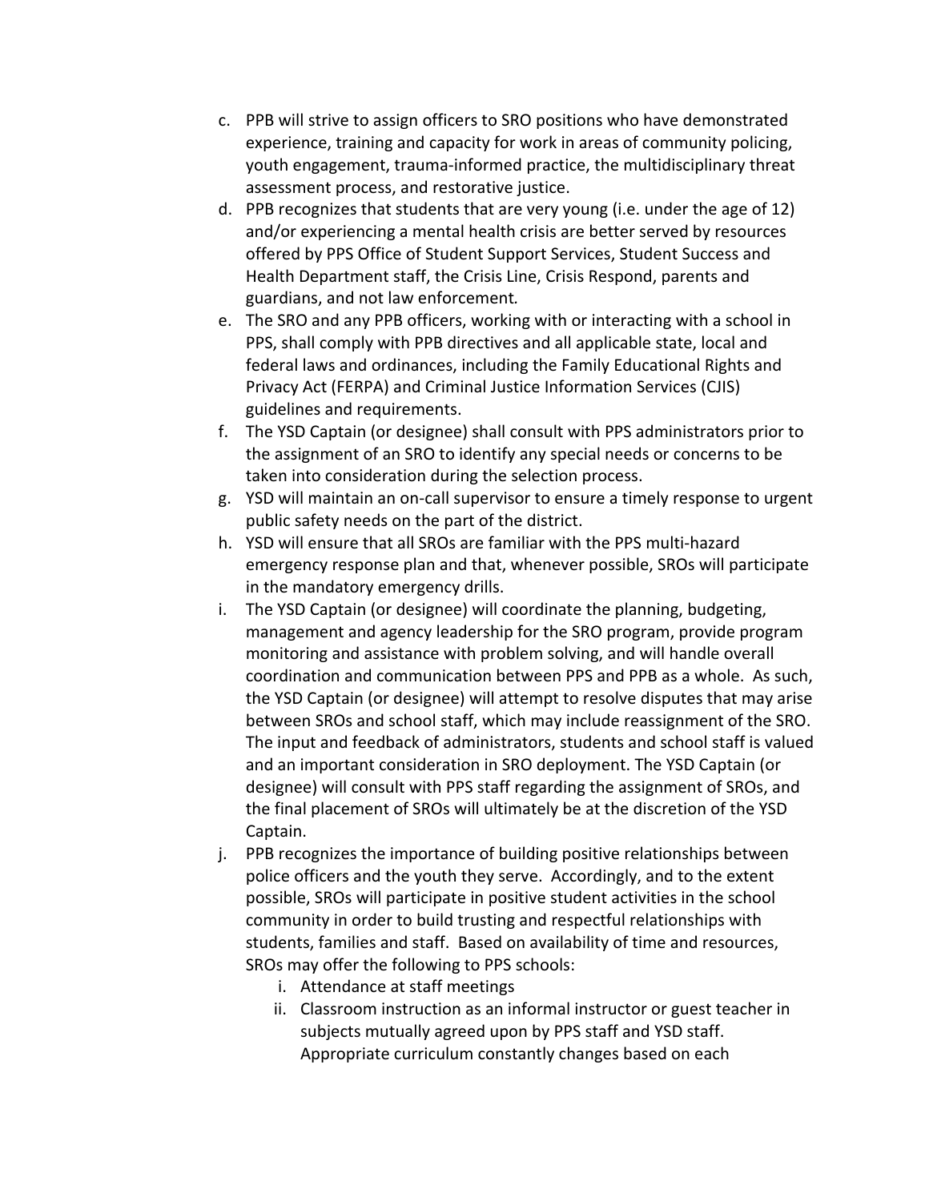c. PPB will strive to assign officers to SRO positions who have demonstrated experience, training and capacity for work in areas of community policing, youth engagement, trauma-informed practice, the multidisciplinary threat assessment process, and restorative justice.

d. PPB recognizes that students that are very young (i.e. under the age of 12) and/or experiencing a mental health crisis are better served by resources offered by PPS Office of Student Support Services, Student Success and Health Department staff, the Crisis Line, Crisis Respond, parents and guardians, and not law enforcement*.*

e. The SRO and any PPB officers, working with or interacting with a school in PPS, shall comply with PPB directives and all applicable state, local and federal laws and ordinances, including the Family Educational Rights and Privacy Act (FERPA) and Criminal Justice Information Services (CJIS) guidelines and requirements.

f. The YSD Captain (or designee) shall consult with PPS administrators prior to the assignment of an SRO to identify any special needs or concerns to be taken into consideration during the selection process.

g. YSD will maintain an on-call supervisor to ensure a timely response to urgent public safety needs on the part of the district.

h. YSD will ensure that all SROs are familiar with the PPS multi-hazard emergency response plan and that, whenever possible, SROs will participate in the mandatory emergency drills.

i. The YSD Captain (or designee) will coordinate the planning, budgeting, management and agency leadership for the SRO program, provide program monitoring and assistance with problem solving, and will handle overall coordination and communication between PPS and PPB as a whole. As such, the YSD Captain (or designee) will attempt to resolve disputes that may arise between SROs and school staff, which may include reassignment of the SRO. The input and feedback of administrators, students and school staff is valued and an important consideration in SRO deployment. The YSD Captain (or designee) will consult with PPS staff regarding the assignment of SROs, and the final placement of SROs will ultimately be at the discretion of the YSD Captain.

j. PPB recognizes the importance of building positive relationships between police officers and the youth they serve. Accordingly, and to the extent possible, SROs will participate in positive student activities in the school community in order to build trusting and respectful relationships with students, families and staff. Based on availability of time and resources, SROs may offer the following to PPS schools:

   i. Attendance at staff meetings

   ii. Classroom instruction as an informal instructor or guest teacher in subjects mutually agreed upon by PPS staff and YSD staff. Appropriate curriculum constantly changes based on each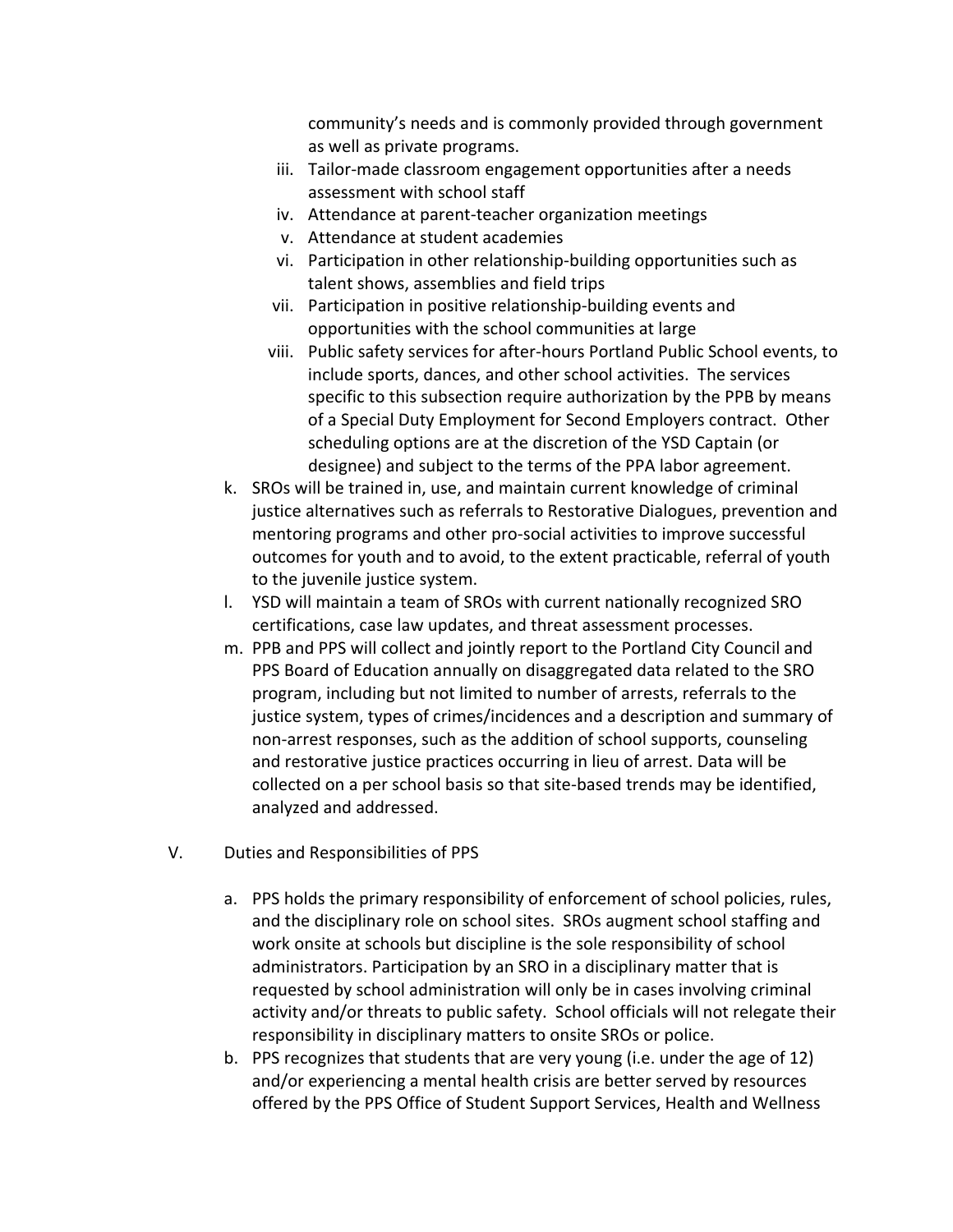community's needs and is commonly provided through government as well as private programs.

   iii. Tailor-made classroom engagement opportunities after a needs assessment with school staff
   iv. Attendance at parent-teacher organization meetings
   v. Attendance at student academies
   vi. Participation in other relationship-building opportunities such as talent shows, assemblies and field trips
   vii. Participation in positive relationship-building events and opportunities with the school communities at large
   viii. Public safety services for after-hours Portland Public School events, to include sports, dances, and other school activities. The services specific to this subsection require authorization by the PPB by means of a Special Duty Employment for Second Employers contract. Other scheduling options are at the discretion of the YSD Captain (or designee) and subject to the terms of the PPA labor agreement.

k. SROs will be trained in, use, and maintain current knowledge of criminal justice alternatives such as referrals to Restorative Dialogues, prevention and mentoring programs and other pro-social activities to improve successful outcomes for youth and to avoid, to the extent practicable, referral of youth to the juvenile justice system.

l. YSD will maintain a team of SROs with current nationally recognized SRO certifications, case law updates, and threat assessment processes.

m. PPB and PPS will collect and jointly report to the Portland City Council and PPS Board of Education annually on disaggregated data related to the SRO program, including but not limited to number of arrests, referrals to the justice system, types of crimes/incidences and a description and summary of non-arrest responses, such as the addition of school supports, counseling and restorative justice practices occurring in lieu of arrest. Data will be collected on a per school basis so that site-based trends may be identified, analyzed and addressed.

## V. Duties and Responsibilities of PPS

a. PPS holds the primary responsibility of enforcement of school policies, rules, and the disciplinary role on school sites. SROs augment school staffing and work onsite at schools but discipline is the sole responsibility of school administrators. Participation by an SRO in a disciplinary matter that is requested by school administration will only be in cases involving criminal activity and/or threats to public safety. School officials will not relegate their responsibility in disciplinary matters to onsite SROs or police.

b. PPS recognizes that students that are very young (i.e. under the age of 12) and/or experiencing a mental health crisis are better served by resources offered by the PPS Office of Student Support Services, Health and Wellness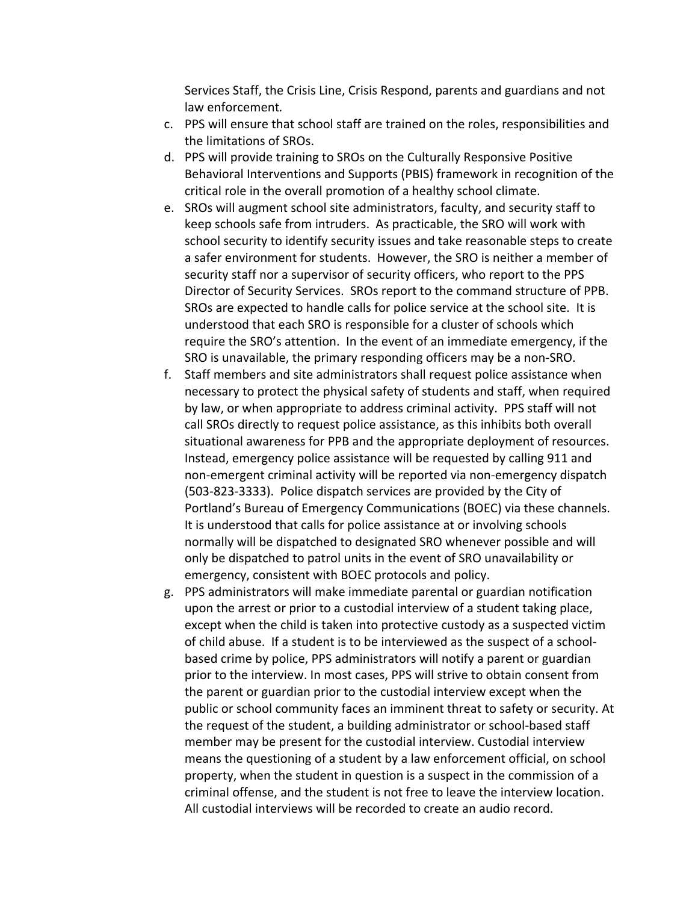Services Staff, the Crisis Line, Crisis Respond, parents and guardians and not law enforcement*.*

c. PPS will ensure that school staff are trained on the roles, responsibilities and the limitations of SROs.
d. PPS will provide training to SROs on the Culturally Responsive Positive Behavioral Interventions and Supports (PBIS) framework in recognition of the critical role in the overall promotion of a healthy school climate.
e. SROs will augment school site administrators, faculty, and security staff to keep schools safe from intruders. As practicable, the SRO will work with school security to identify security issues and take reasonable steps to create a safer environment for students. However, the SRO is neither a member of security staff nor a supervisor of security officers, who report to the PPS Director of Security Services. SROs report to the command structure of PPB. SROs are expected to handle calls for police service at the school site. It is understood that each SRO is responsible for a cluster of schools which require the SRO's attention. In the event of an immediate emergency, if the SRO is unavailable, the primary responding officers may be a non-SRO.
f. Staff members and site administrators shall request police assistance when necessary to protect the physical safety of students and staff, when required by law, or when appropriate to address criminal activity. PPS staff will not call SROs directly to request police assistance, as this inhibits both overall situational awareness for PPB and the appropriate deployment of resources. Instead, emergency police assistance will be requested by calling 911 and non-emergent criminal activity will be reported via non-emergency dispatch (503-823-3333). Police dispatch services are provided by the City of Portland's Bureau of Emergency Communications (BOEC) via these channels. It is understood that calls for police assistance at or involving schools normally will be dispatched to designated SRO whenever possible and will only be dispatched to patrol units in the event of SRO unavailability or emergency, consistent with BOEC protocols and policy.
g. PPS administrators will make immediate parental or guardian notification upon the arrest or prior to a custodial interview of a student taking place, except when the child is taken into protective custody as a suspected victim of child abuse. If a student is to be interviewed as the suspect of a school-based crime by police, PPS administrators will notify a parent or guardian prior to the interview. In most cases, PPS will strive to obtain consent from the parent or guardian prior to the custodial interview except when the public or school community faces an imminent threat to safety or security. At the request of the student, a building administrator or school-based staff member may be present for the custodial interview. Custodial interview means the questioning of a student by a law enforcement official, on school property, when the student in question is a suspect in the commission of a criminal offense, and the student is not free to leave the interview location. All custodial interviews will be recorded to create an audio record.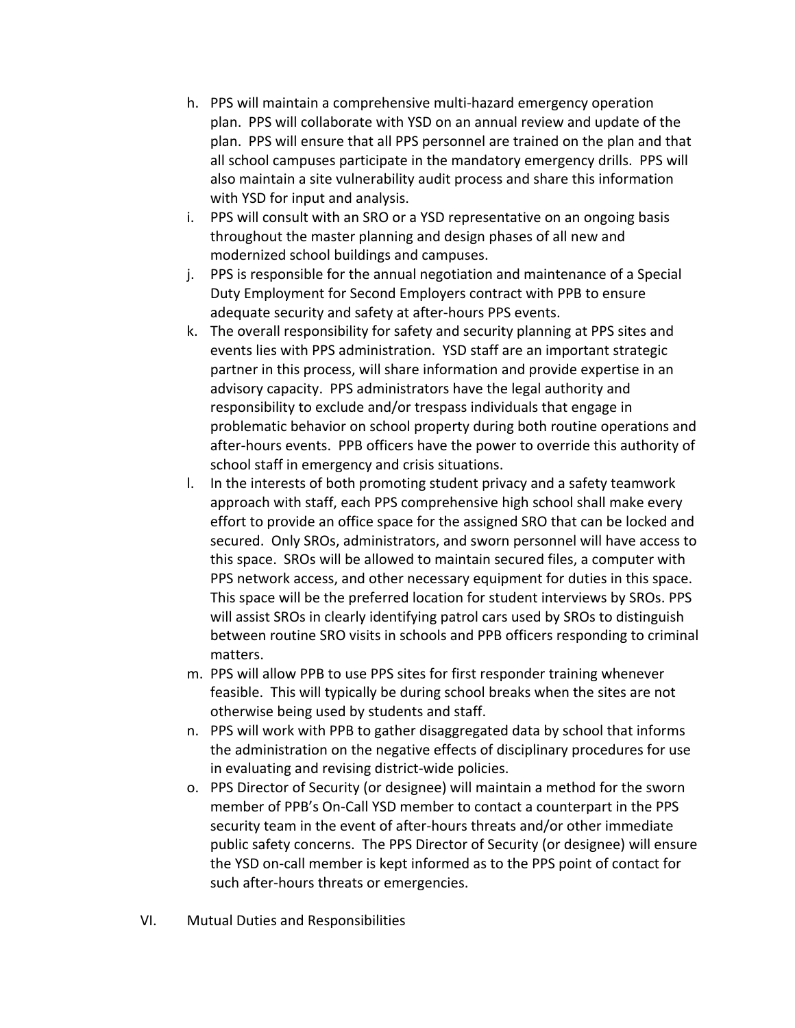h. PPS will maintain a comprehensive multi-hazard emergency operation plan. PPS will collaborate with YSD on an annual review and update of the plan. PPS will ensure that all PPS personnel are trained on the plan and that all school campuses participate in the mandatory emergency drills. PPS will also maintain a site vulnerability audit process and share this information with YSD for input and analysis.

i. PPS will consult with an SRO or a YSD representative on an ongoing basis throughout the master planning and design phases of all new and modernized school buildings and campuses.

j. PPS is responsible for the annual negotiation and maintenance of a Special Duty Employment for Second Employers contract with PPB to ensure adequate security and safety at after-hours PPS events.

k. The overall responsibility for safety and security planning at PPS sites and events lies with PPS administration. YSD staff are an important strategic partner in this process, will share information and provide expertise in an advisory capacity. PPS administrators have the legal authority and responsibility to exclude and/or trespass individuals that engage in problematic behavior on school property during both routine operations and after-hours events. PPB officers have the power to override this authority of school staff in emergency and crisis situations.

l. In the interests of both promoting student privacy and a safety teamwork approach with staff, each PPS comprehensive high school shall make every effort to provide an office space for the assigned SRO that can be locked and secured. Only SROs, administrators, and sworn personnel will have access to this space. SROs will be allowed to maintain secured files, a computer with PPS network access, and other necessary equipment for duties in this space. This space will be the preferred location for student interviews by SROs. PPS will assist SROs in clearly identifying patrol cars used by SROs to distinguish between routine SRO visits in schools and PPB officers responding to criminal matters.

m. PPS will allow PPB to use PPS sites for first responder training whenever feasible. This will typically be during school breaks when the sites are not otherwise being used by students and staff.

n. PPS will work with PPB to gather disaggregated data by school that informs the administration on the negative effects of disciplinary procedures for use in evaluating and revising district-wide policies.

o. PPS Director of Security (or designee) will maintain a method for the sworn member of PPB's On-Call YSD member to contact a counterpart in the PPS security team in the event of after-hours threats and/or other immediate public safety concerns. The PPS Director of Security (or designee) will ensure the YSD on-call member is kept informed as to the PPS point of contact for such after-hours threats or emergencies.

## VI. Mutual Duties and Responsibilities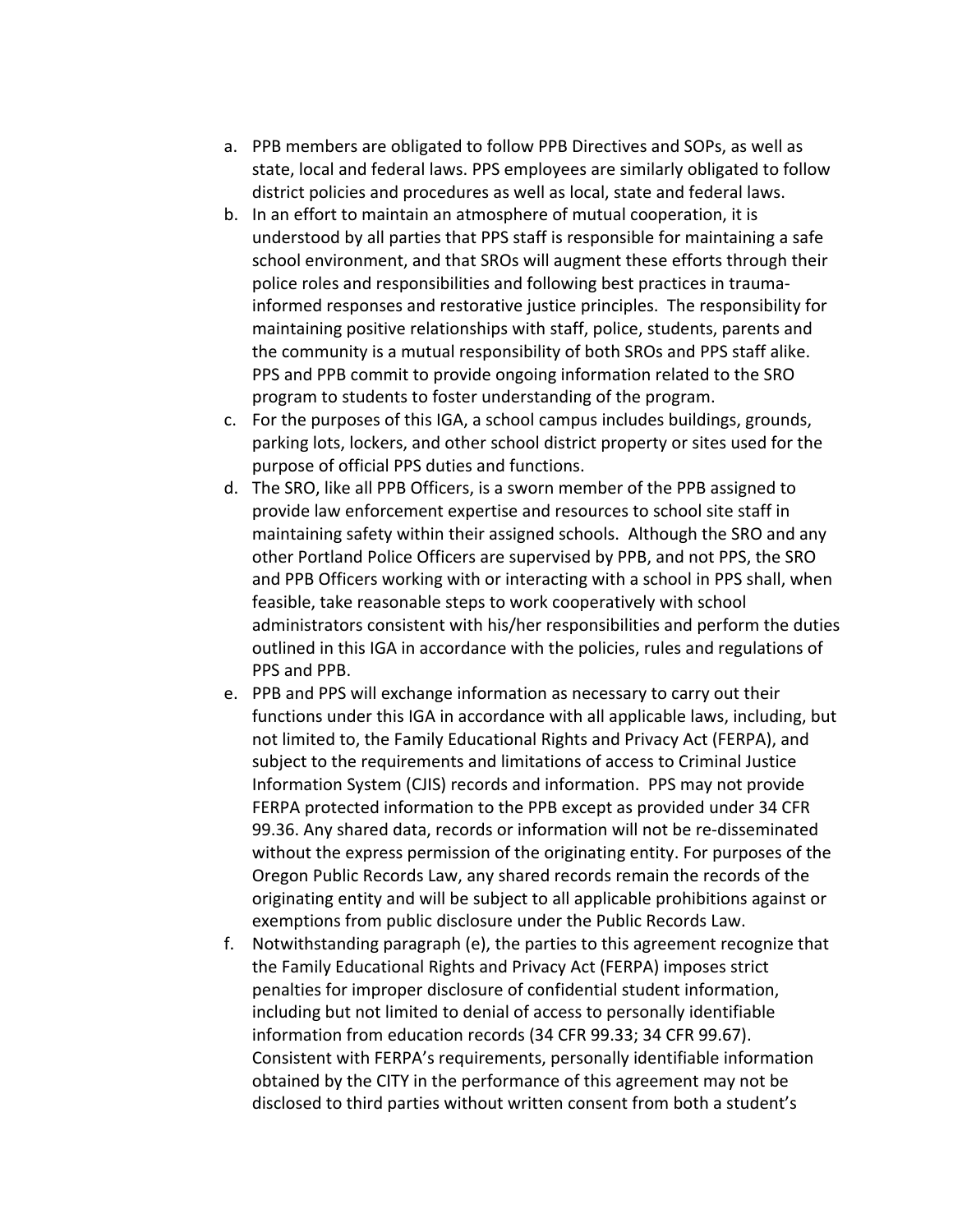a. PPB members are obligated to follow PPB Directives and SOPs, as well as state, local and federal laws. PPS employees are similarly obligated to follow district policies and procedures as well as local, state and federal laws.
b. In an effort to maintain an atmosphere of mutual cooperation, it is understood by all parties that PPS staff is responsible for maintaining a safe school environment, and that SROs will augment these efforts through their police roles and responsibilities and following best practices in trauma-informed responses and restorative justice principles. The responsibility for maintaining positive relationships with staff, police, students, parents and the community is a mutual responsibility of both SROs and PPS staff alike. PPS and PPB commit to provide ongoing information related to the SRO program to students to foster understanding of the program.
c. For the purposes of this IGA, a school campus includes buildings, grounds, parking lots, lockers, and other school district property or sites used for the purpose of official PPS duties and functions.
d. The SRO, like all PPB Officers, is a sworn member of the PPB assigned to provide law enforcement expertise and resources to school site staff in maintaining safety within their assigned schools. Although the SRO and any other Portland Police Officers are supervised by PPB, and not PPS, the SRO and PPB Officers working with or interacting with a school in PPS shall, when feasible, take reasonable steps to work cooperatively with school administrators consistent with his/her responsibilities and perform the duties outlined in this IGA in accordance with the policies, rules and regulations of PPS and PPB.
e. PPB and PPS will exchange information as necessary to carry out their functions under this IGA in accordance with all applicable laws, including, but not limited to, the Family Educational Rights and Privacy Act (FERPA), and subject to the requirements and limitations of access to Criminal Justice Information System (CJIS) records and information. PPS may not provide FERPA protected information to the PPB except as provided under 34 CFR 99.36. Any shared data, records or information will not be re-disseminated without the express permission of the originating entity. For purposes of the Oregon Public Records Law, any shared records remain the records of the originating entity and will be subject to all applicable prohibitions against or exemptions from public disclosure under the Public Records Law.
f. Notwithstanding paragraph (e), the parties to this agreement recognize that the Family Educational Rights and Privacy Act (FERPA) imposes strict penalties for improper disclosure of confidential student information, including but not limited to denial of access to personally identifiable information from education records (34 CFR 99.33; 34 CFR 99.67). Consistent with FERPA's requirements, personally identifiable information obtained by the CITY in the performance of this agreement may not be disclosed to third parties without written consent from both a student's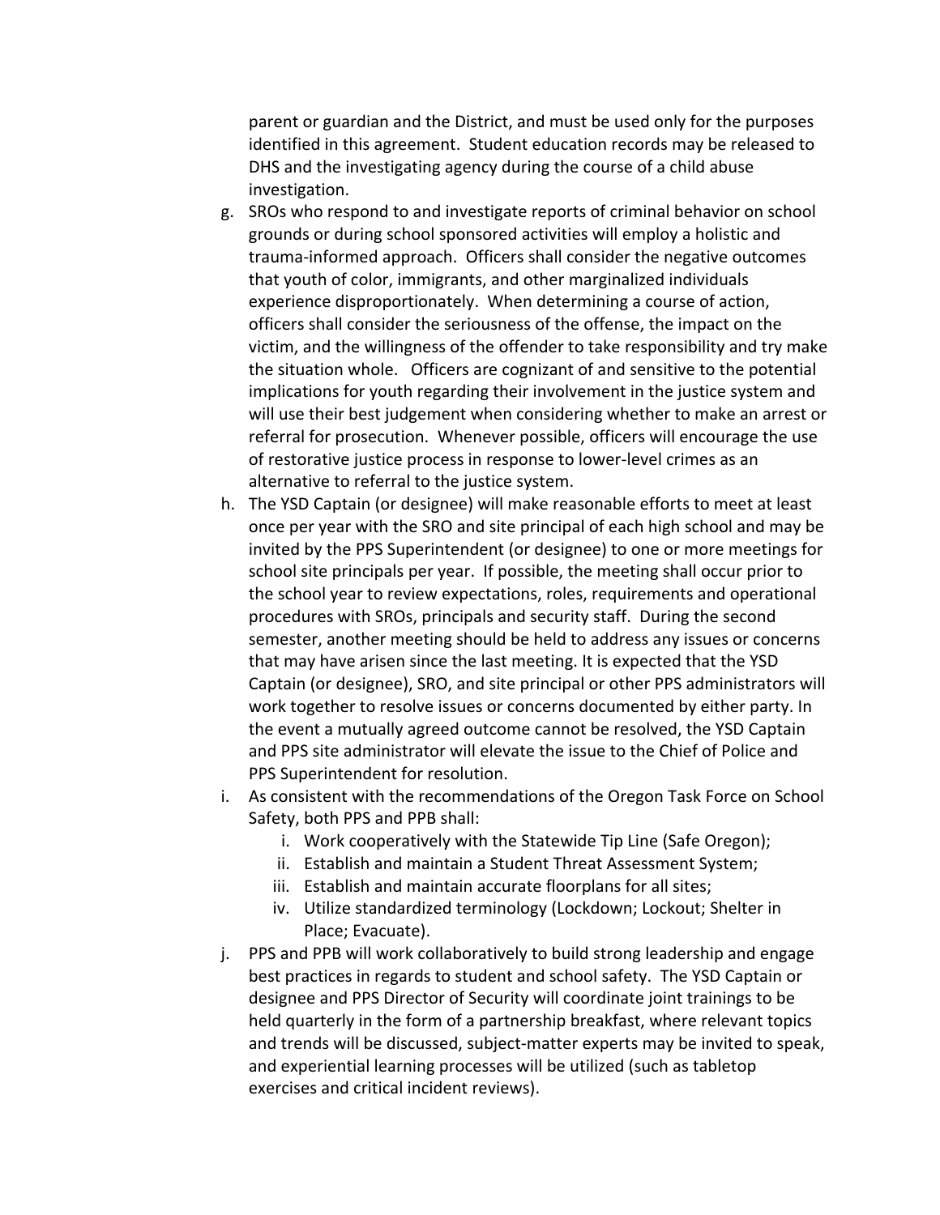parent or guardian and the District, and must be used only for the purposes identified in this agreement. Student education records may be released to DHS and the investigating agency during the course of a child abuse investigation.

g. SROs who respond to and investigate reports of criminal behavior on school grounds or during school sponsored activities will employ a holistic and trauma-informed approach. Officers shall consider the negative outcomes that youth of color, immigrants, and other marginalized individuals experience disproportionately. When determining a course of action, officers shall consider the seriousness of the offense, the impact on the victim, and the willingness of the offender to take responsibility and try make the situation whole. Officers are cognizant of and sensitive to the potential implications for youth regarding their involvement in the justice system and will use their best judgement when considering whether to make an arrest or referral for prosecution. Whenever possible, officers will encourage the use of restorative justice process in response to lower-level crimes as an alternative to referral to the justice system.

h. The YSD Captain (or designee) will make reasonable efforts to meet at least once per year with the SRO and site principal of each high school and may be invited by the PPS Superintendent (or designee) to one or more meetings for school site principals per year. If possible, the meeting shall occur prior to the school year to review expectations, roles, requirements and operational procedures with SROs, principals and security staff. During the second semester, another meeting should be held to address any issues or concerns that may have arisen since the last meeting. It is expected that the YSD Captain (or designee), SRO, and site principal or other PPS administrators will work together to resolve issues or concerns documented by either party. In the event a mutually agreed outcome cannot be resolved, the YSD Captain and PPS site administrator will elevate the issue to the Chief of Police and PPS Superintendent for resolution.

i. As consistent with the recommendations of the Oregon Task Force on School Safety, both PPS and PPB shall:
    i. Work cooperatively with the Statewide Tip Line (Safe Oregon);
    ii. Establish and maintain a Student Threat Assessment System;
    iii. Establish and maintain accurate floorplans for all sites;
    iv. Utilize standardized terminology (Lockdown; Lockout; Shelter in Place; Evacuate).

j. PPS and PPB will work collaboratively to build strong leadership and engage best practices in regards to student and school safety. The YSD Captain or designee and PPS Director of Security will coordinate joint trainings to be held quarterly in the form of a partnership breakfast, where relevant topics and trends will be discussed, subject-matter experts may be invited to speak, and experiential learning processes will be utilized (such as tabletop exercises and critical incident reviews).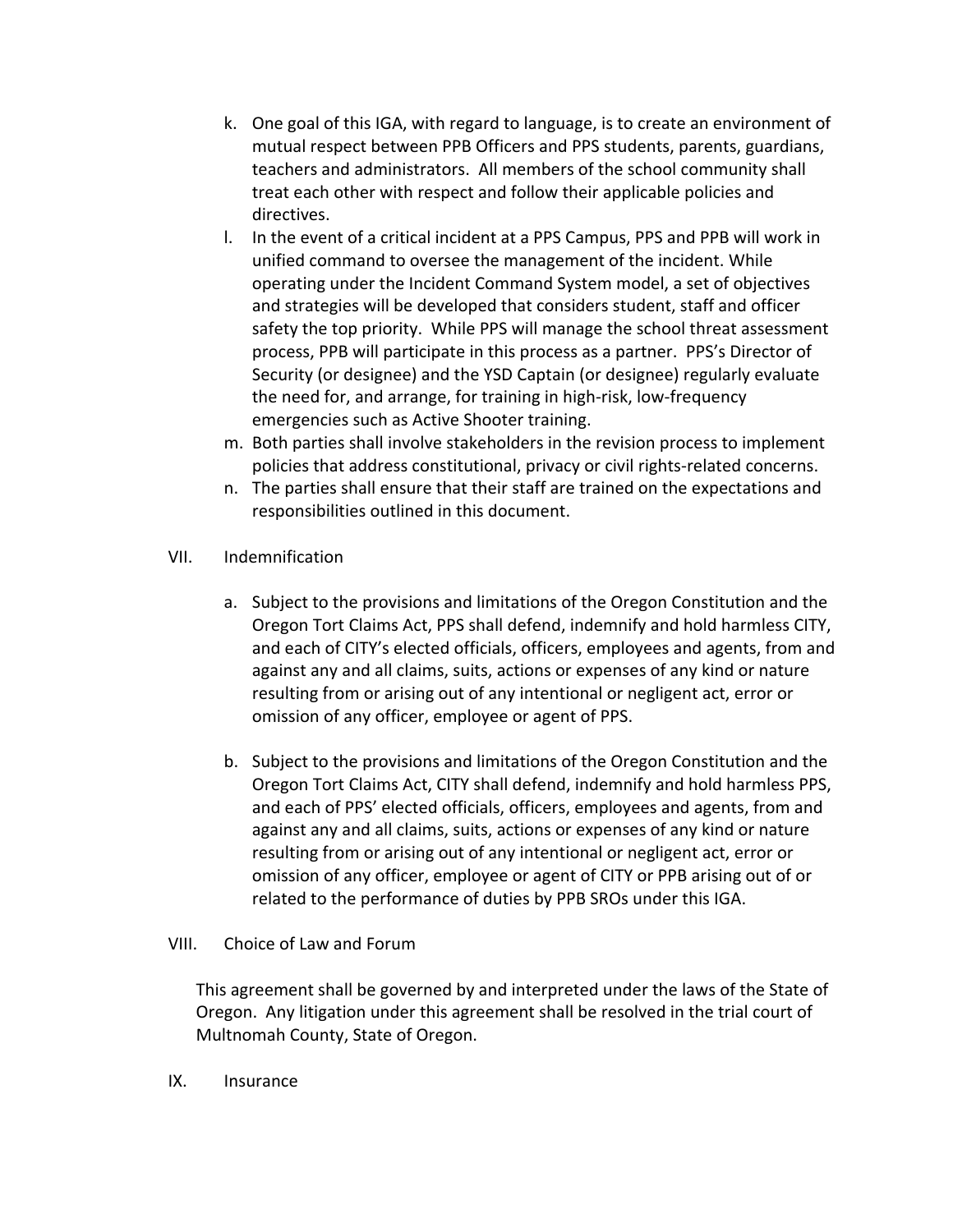k. One goal of this IGA, with regard to language, is to create an environment of mutual respect between PPB Officers and PPS students, parents, guardians, teachers and administrators. All members of the school community shall treat each other with respect and follow their applicable policies and directives.

l. In the event of a critical incident at a PPS Campus, PPS and PPB will work in unified command to oversee the management of the incident. While operating under the Incident Command System model, a set of objectives and strategies will be developed that considers student, staff and officer safety the top priority. While PPS will manage the school threat assessment process, PPB will participate in this process as a partner. PPS's Director of Security (or designee) and the YSD Captain (or designee) regularly evaluate the need for, and arrange, for training in high-risk, low-frequency emergencies such as Active Shooter training.

m. Both parties shall involve stakeholders in the revision process to implement policies that address constitutional, privacy or civil rights-related concerns.

n. The parties shall ensure that their staff are trained on the expectations and responsibilities outlined in this document.

VII. Indemnification

a. Subject to the provisions and limitations of the Oregon Constitution and the Oregon Tort Claims Act, PPS shall defend, indemnify and hold harmless CITY, and each of CITY's elected officials, officers, employees and agents, from and against any and all claims, suits, actions or expenses of any kind or nature resulting from or arising out of any intentional or negligent act, error or omission of any officer, employee or agent of PPS.

b. Subject to the provisions and limitations of the Oregon Constitution and the Oregon Tort Claims Act, CITY shall defend, indemnify and hold harmless PPS, and each of PPS' elected officials, officers, employees and agents, from and against any and all claims, suits, actions or expenses of any kind or nature resulting from or arising out of any intentional or negligent act, error or omission of any officer, employee or agent of CITY or PPB arising out of or related to the performance of duties by PPB SROs under this IGA.

VIII. Choice of Law and Forum

This agreement shall be governed by and interpreted under the laws of the State of Oregon. Any litigation under this agreement shall be resolved in the trial court of Multnomah County, State of Oregon.

IX. Insurance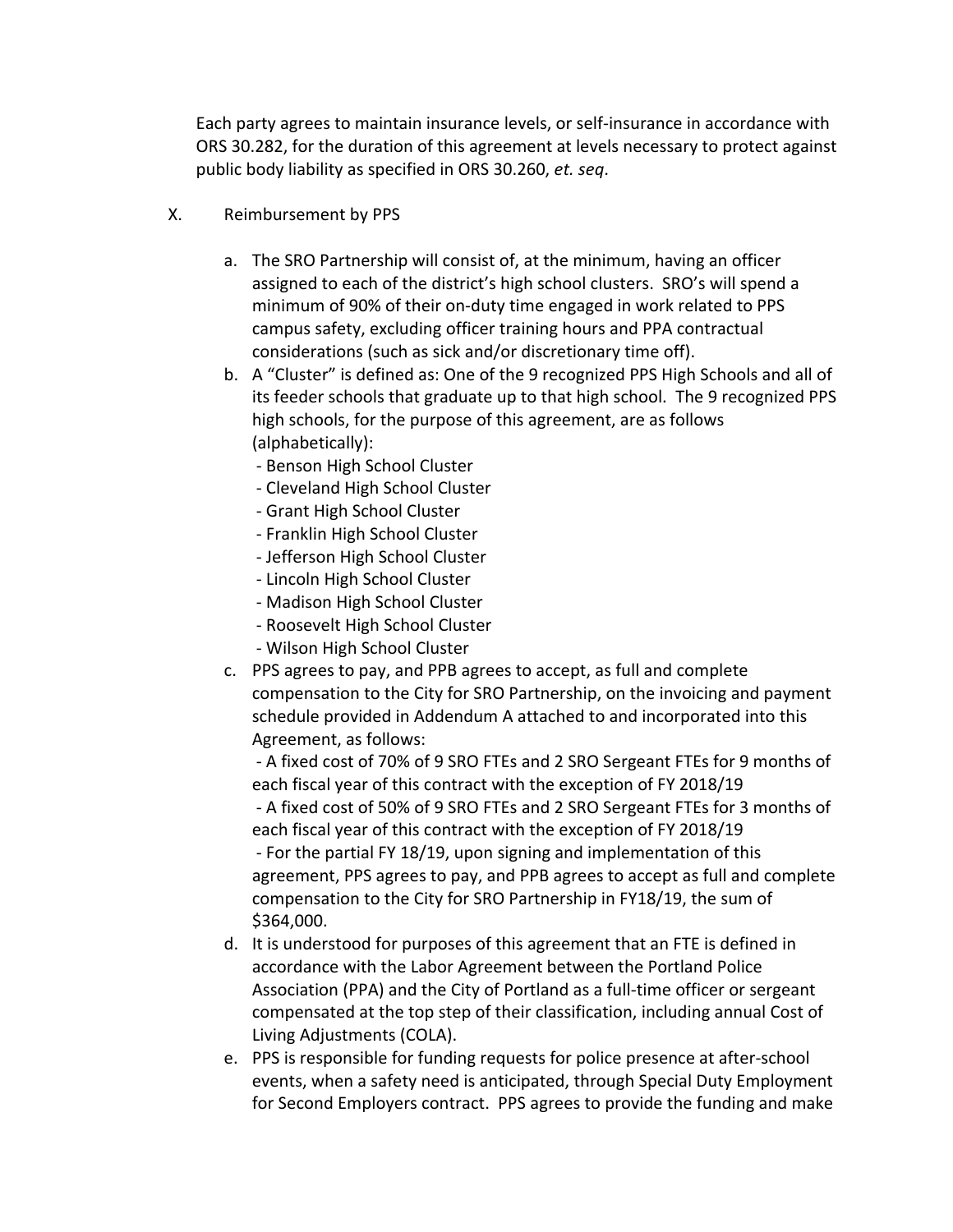Each party agrees to maintain insurance levels, or self-insurance in accordance with ORS 30.282, for the duration of this agreement at levels necessary to protect against public body liability as specified in ORS 30.260, *et. seq.*

X. Reimbursement by PPS

a. The SRO Partnership will consist of, at the minimum, having an officer assigned to each of the district's high school clusters. SRO's will spend a minimum of 90% of their on-duty time engaged in work related to PPS campus safety, excluding officer training hours and PPA contractual considerations (such as sick and/or discretionary time off).

b. A "Cluster" is defined as: One of the 9 recognized PPS High Schools and all of its feeder schools that graduate up to that high school. The 9 recognized PPS high schools, for the purpose of this agreement, are as follows (alphabetically):
   - Benson High School Cluster
   - Cleveland High School Cluster
   - Grant High School Cluster
   - Franklin High School Cluster
   - Jefferson High School Cluster
   - Lincoln High School Cluster
   - Madison High School Cluster
   - Roosevelt High School Cluster
   - Wilson High School Cluster

c. PPS agrees to pay, and PPB agrees to accept, as full and complete compensation to the City for SRO Partnership, on the invoicing and payment schedule provided in Addendum A attached to and incorporated into this Agreement, as follows:
   - A fixed cost of 70% of 9 SRO FTEs and 2 SRO Sergeant FTEs for 9 months of each fiscal year of this contract with the exception of FY 2018/19
   - A fixed cost of 50% of 9 SRO FTEs and 2 SRO Sergeant FTEs for 3 months of each fiscal year of this contract with the exception of FY 2018/19
   - For the partial FY 18/19, upon signing and implementation of this agreement, PPS agrees to pay, and PPB agrees to accept as full and complete compensation to the City for SRO Partnership in FY18/19, the sum of $364,000.

d. It is understood for purposes of this agreement that an FTE is defined in accordance with the Labor Agreement between the Portland Police Association (PPA) and the City of Portland as a full-time officer or sergeant compensated at the top step of their classification, including annual Cost of Living Adjustments (COLA).

e. PPS is responsible for funding requests for police presence at after-school events, when a safety need is anticipated, through Special Duty Employment for Second Employers contract. PPS agrees to provide the funding and make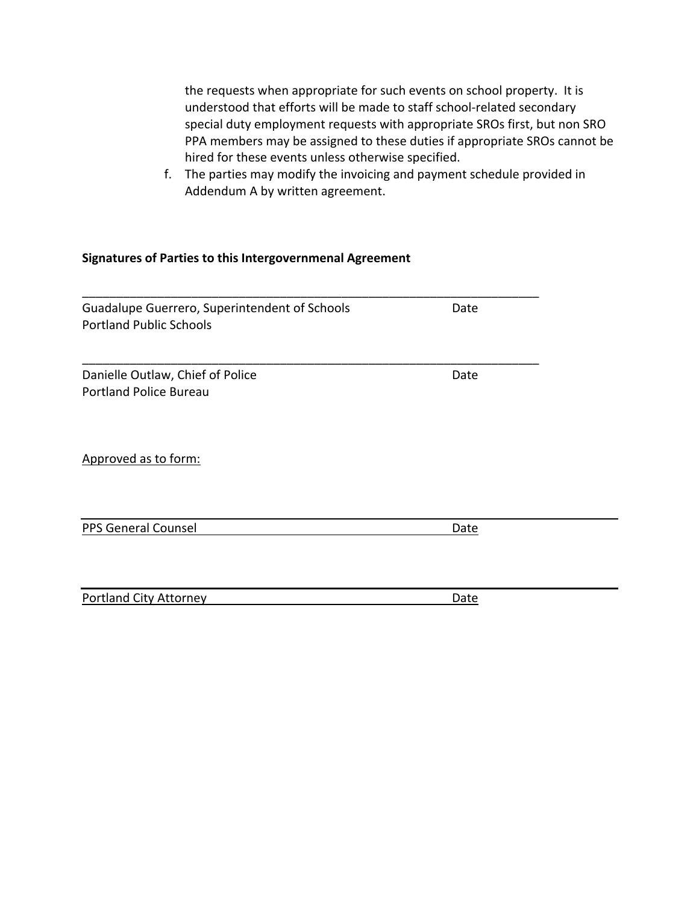the requests when appropriate for such events on school property. It is understood that efforts will be made to staff school-related secondary special duty employment requests with appropriate SROs first, but non SRO PPA members may be assigned to these duties if appropriate SROs cannot be hired for these events unless otherwise specified.

f. The parties may modify the invoicing and payment schedule provided in Addendum A by written agreement.

**Signatures of Parties to this Intergovernmenal Agreement**

______________________________________________________________________

Guadalupe Guerrero, Superintendent of Schools Date
Portland Public Schools

______________________________________________________________________

Danielle Outlaw, Chief of Police Date
Portland Police Bureau

Approved as to form:

______________________________________________________________________

PPS General Counsel Date

______________________________________________________________________

Portland City Attorney Date